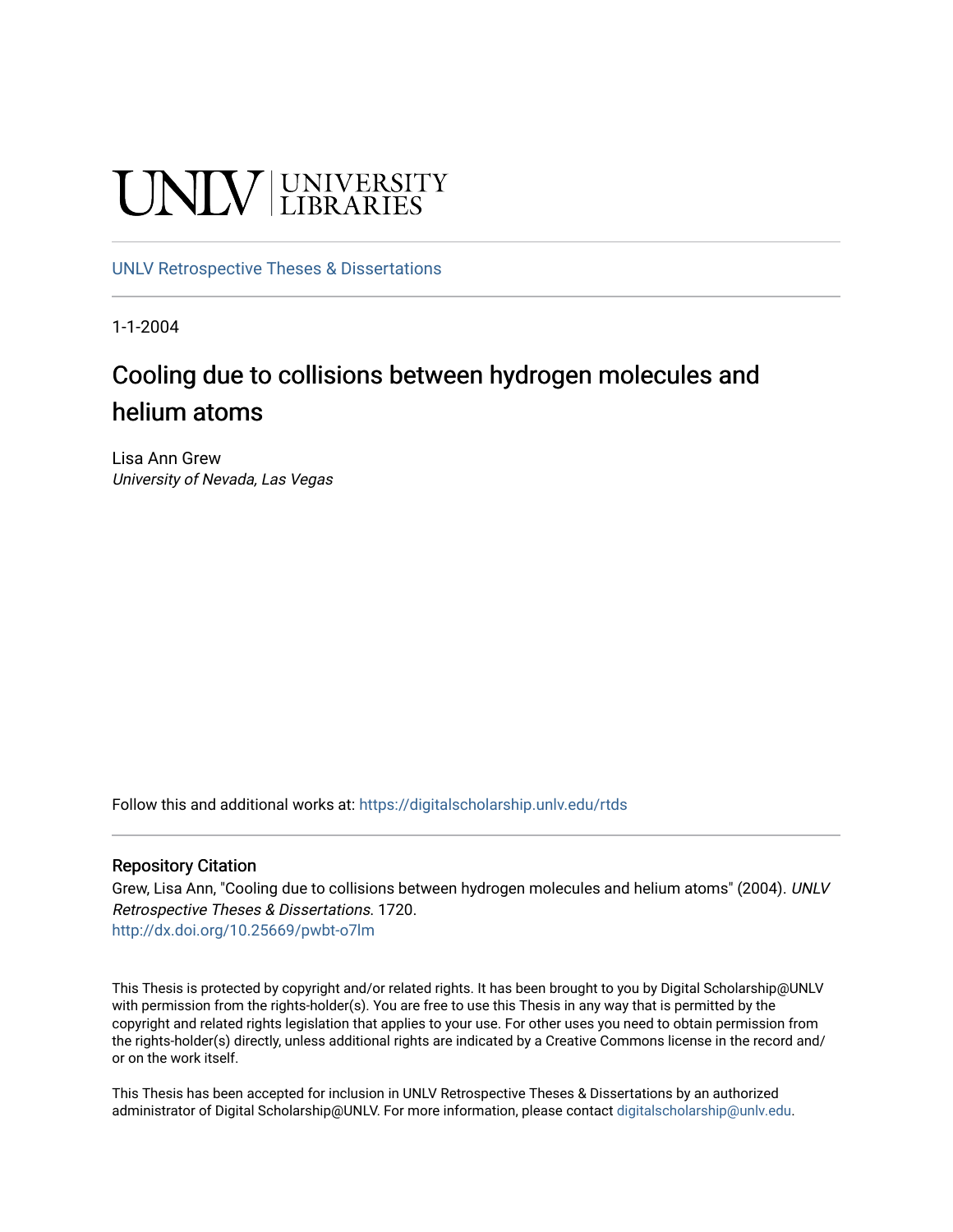UNLV | UNIVERSITY LIBRARIES

UNLV Retrospective Theses & Dissertations

1-1-2004

# Cooling due to collisions between hydrogen molecules and helium atoms

Lisa Ann Grew
*University of Nevada, Las Vegas*

Follow this and additional works at: https://digitalscholarship.unlv.edu/rtds

## Repository Citation

Grew, Lisa Ann, "Cooling due to collisions between hydrogen molecules and helium atoms" (2004). *UNLV Retrospective Theses & Dissertations*. 1720.
http://dx.doi.org/10.25669/pwbt-o7lm

This Thesis is protected by copyright and/or related rights. It has been brought to you by Digital Scholarship@UNLV with permission from the rights-holder(s). You are free to use this Thesis in any way that is permitted by the copyright and related rights legislation that applies to your use. For other uses you need to obtain permission from the rights-holder(s) directly, unless additional rights are indicated by a Creative Commons license in the record and/or on the work itself.

This Thesis has been accepted for inclusion in UNLV Retrospective Theses & Dissertations by an authorized administrator of Digital Scholarship@UNLV. For more information, please contact digitalscholarship@unlv.edu.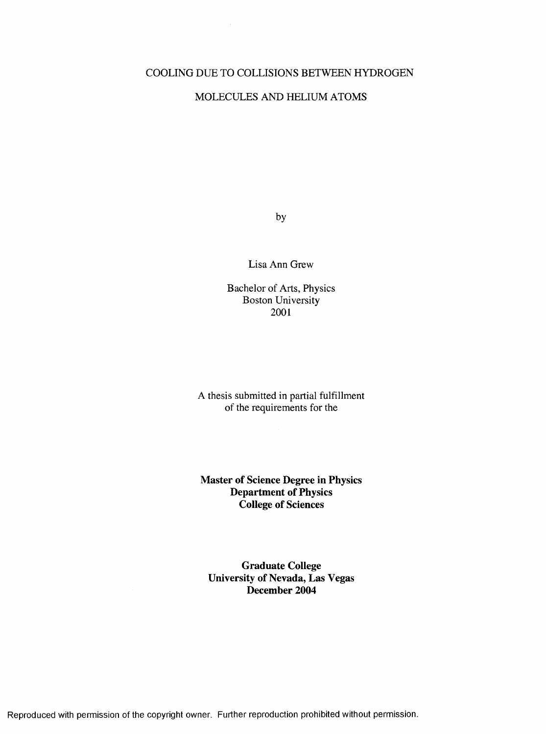COOLING DUE TO COLLISIONS BETWEEN HYDROGEN

MOLECULES AND HELIUM ATOMS

by

Lisa Ann Grew

Bachelor of Arts, Physics
Boston University
2001

A thesis submitted in partial fulfillment
of the requirements for the

**Master of Science Degree in Physics**
**Department of Physics**
**College of Sciences**

**Graduate College**
**University of Nevada, Las Vegas**
**December 2004**

Reproduced with permission of the copyright owner. Further reproduction prohibited without permission.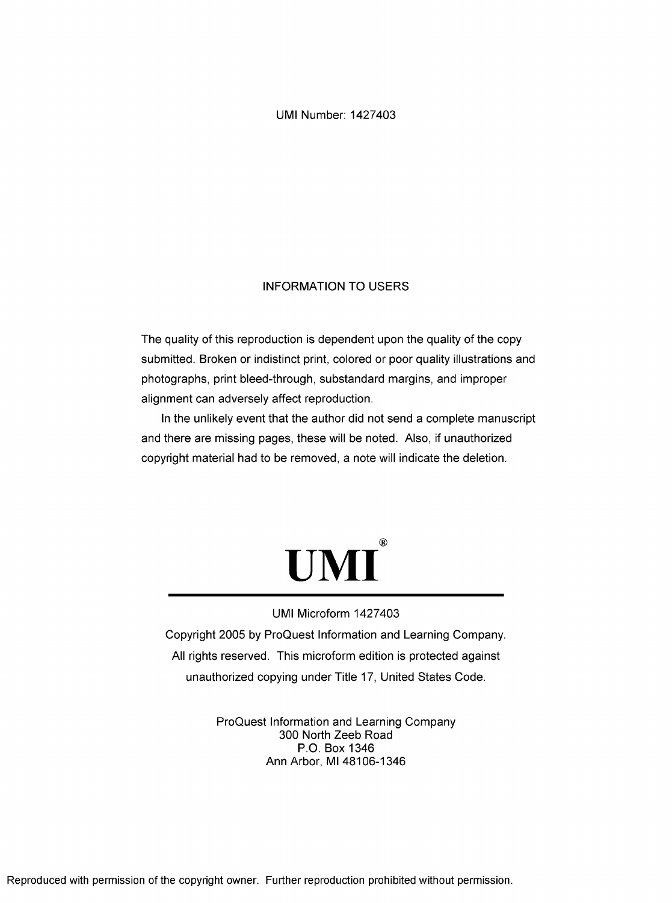UMI Number: 1427403

INFORMATION TO USERS

The quality of this reproduction is dependent upon the quality of the copy submitted. Broken or indistinct print, colored or poor quality illustrations and photographs, print bleed-through, substandard margins, and improper alignment can adversely affect reproduction.

In the unlikely event that the author did not send a complete manuscript and there are missing pages, these will be noted. Also, if unauthorized copyright material had to be removed, a note will indicate the deletion.

**UMI®**

UMI Microform 1427403

Copyright 2005 by ProQuest Information and Learning Company. All rights reserved. This microform edition is protected against unauthorized copying under Title 17, United States Code.

ProQuest Information and Learning Company
300 North Zeeb Road
P.O. Box 1346
Ann Arbor, MI 48106-1346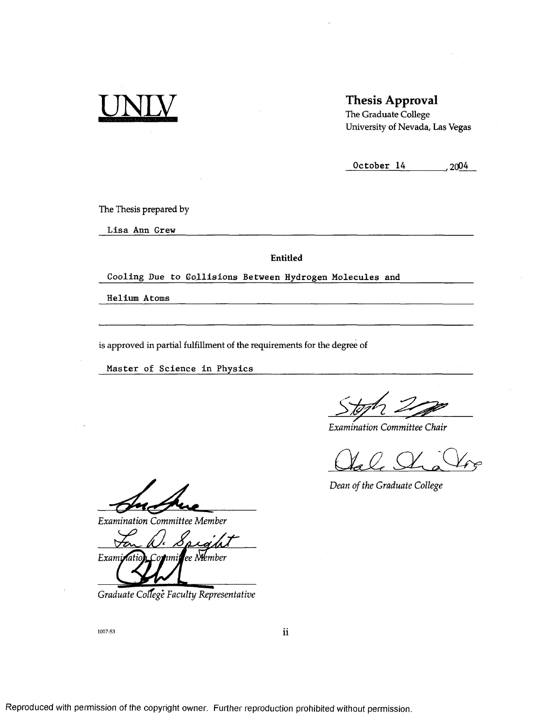UNLV

**Thesis Approval**
The Graduate College
University of Nevada, Las Vegas

October 14, 2004

The Thesis prepared by

Lisa Ann Grew

**Entitled**

Cooling Due to Collisions Between Hydrogen Molecules and Helium Atoms

is approved in partial fulfillment of the requirements for the degree of

Master of Science in Physics

*Examination Committee Chair*

*Dean of the Graduate College*

*Examination Committee Member*

*Examination Committee Member*

*Graduate College Faculty Representative*

1017-53

Reproduced with permission of the copyright owner. Further reproduction prohibited without permission.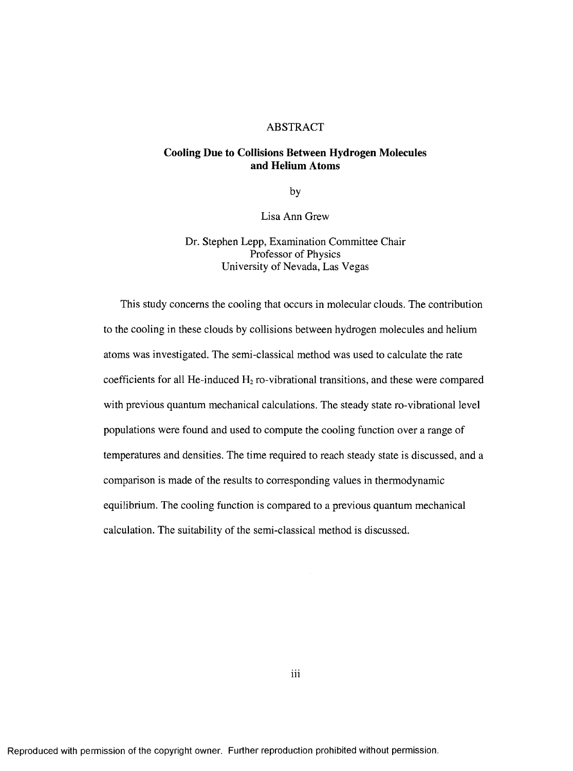# ABSTRACT

## Cooling Due to Collisions Between Hydrogen Molecules and Helium Atoms

by

Lisa Ann Grew

Dr. Stephen Lepp, Examination Committee Chair
Professor of Physics
University of Nevada, Las Vegas

This study concerns the cooling that occurs in molecular clouds. The contribution to the cooling in these clouds by collisions between hydrogen molecules and helium atoms was investigated. The semi-classical method was used to calculate the rate coefficients for all He-induced $H_2$ ro-vibrational transitions, and these were compared with previous quantum mechanical calculations. The steady state ro-vibrational level populations were found and used to compute the cooling function over a range of temperatures and densities. The time required to reach steady state is discussed, and a comparison is made of the results to corresponding values in thermodynamic equilibrium. The cooling function is compared to a previous quantum mechanical calculation. The suitability of the semi-classical method is discussed.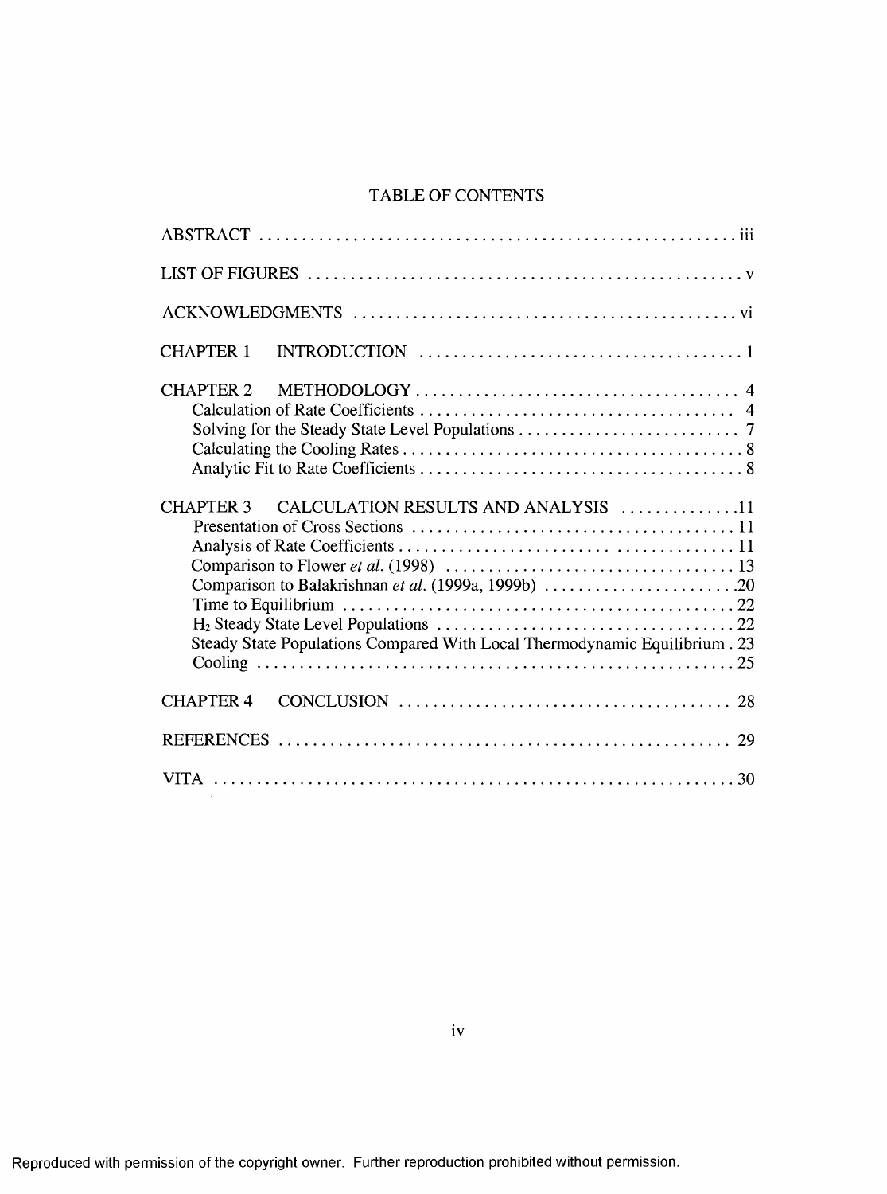# TABLE OF CONTENTS

| | |
|---|---|
| ABSTRACT | iii |
| LIST OF FIGURES | v |
| ACKNOWLEDGMENTS | vi |
| CHAPTER 1 INTRODUCTION | 1 |
| CHAPTER 2 METHODOLOGY | 4 |
| Calculation of Rate Coefficients | 4 |
| Solving for the Steady State Level Populations | 7 |
| Calculating the Cooling Rates | 8 |
| Analytic Fit to Rate Coefficients | 8 |
| CHAPTER 3 CALCULATION RESULTS AND ANALYSIS | 11 |
| Presentation of Cross Sections | 11 |
| Analysis of Rate Coefficients | 11 |
| Comparison to Flower *et al.* (1998) | 13 |
| Comparison to Balakrishnan *et al.* (1999a, 1999b) | 20 |
| Time to Equilibrium | 22 |
| $H_2$ Steady State Level Populations | 22 |
| Steady State Populations Compared With Local Thermodynamic Equilibrium | 23 |
| Cooling | 25 |
| CHAPTER 4 CONCLUSION | 28 |
| REFERENCES | 29 |
| VITA | 30 |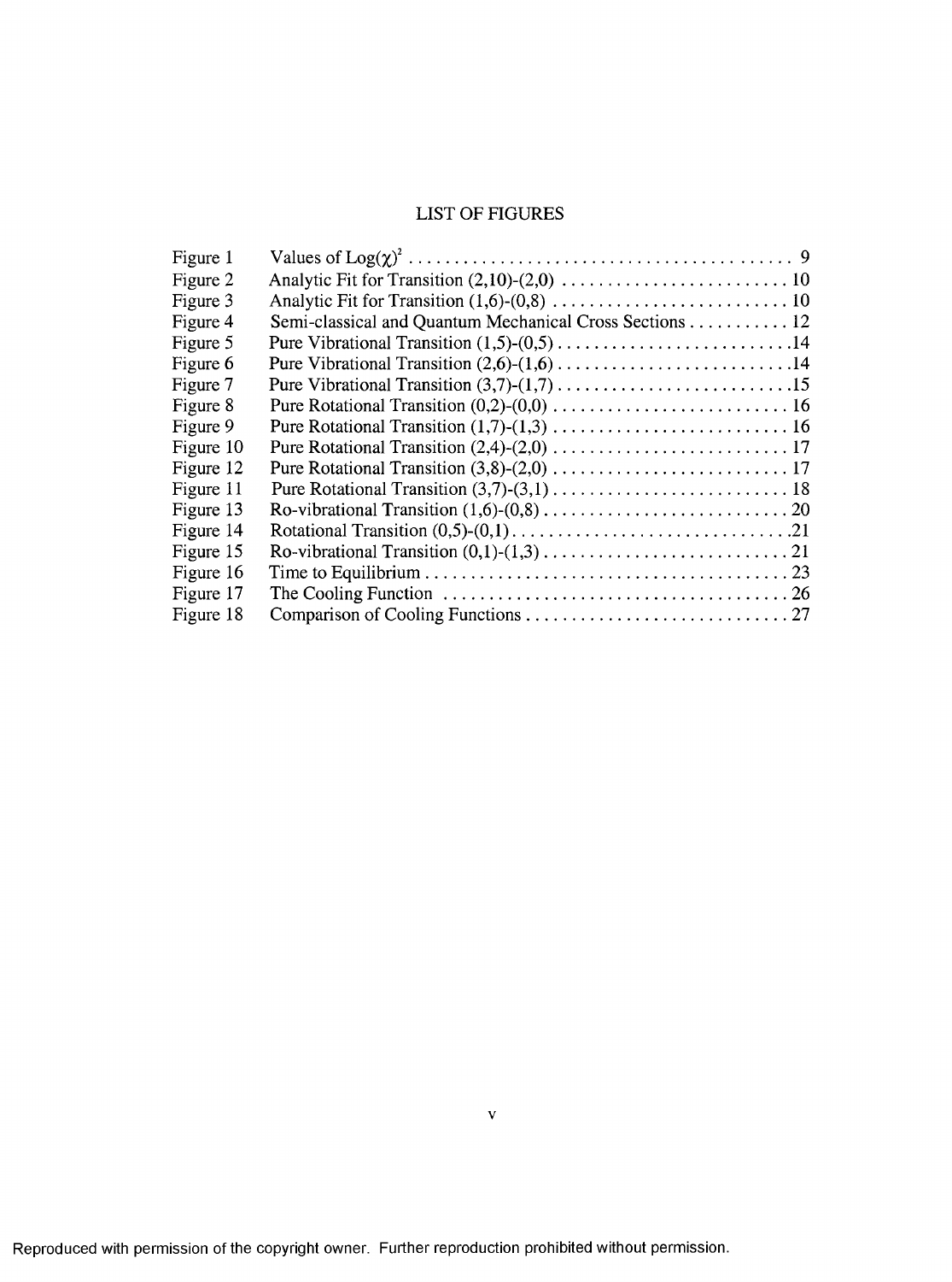# LIST OF FIGURES

| | | |
|---|---|---|
| Figure 1 | Values of $\text{Log}(\chi)^2$ | 9 |
| Figure 2 | Analytic Fit for Transition (2,10)-(2,0) | 10 |
| Figure 3 | Analytic Fit for Transition (1,6)-(0,8) | 10 |
| Figure 4 | Semi-classical and Quantum Mechanical Cross Sections | 12 |
| Figure 5 | Pure Vibrational Transition (1,5)-(0,5) | 14 |
| Figure 6 | Pure Vibrational Transition (2,6)-(1,6) | 14 |
| Figure 7 | Pure Vibrational Transition (3,7)-(1,7) | 15 |
| Figure 8 | Pure Rotational Transition (0,2)-(0,0) | 16 |
| Figure 9 | Pure Rotational Transition (1,7)-(1,3) | 16 |
| Figure 10 | Pure Rotational Transition (2,4)-(2,0) | 17 |
| Figure 12 | Pure Rotational Transition (3,8)-(2,0) | 17 |
| Figure 11 | Pure Rotational Transition (3,7)-(3,1) | 18 |
| Figure 13 | Ro-vibrational Transition (1,6)-(0,8) | 20 |
| Figure 14 | Rotational Transition (0,5)-(0,1) | 21 |
| Figure 15 | Ro-vibrational Transition (0,1)-(1,3) | 21 |
| Figure 16 | Time to Equilibrium | 23 |
| Figure 17 | The Cooling Function | 26 |
| Figure 18 | Comparison of Cooling Functions | 27 |

Reproduced with permission of the copyright owner. Further reproduction prohibited without permission.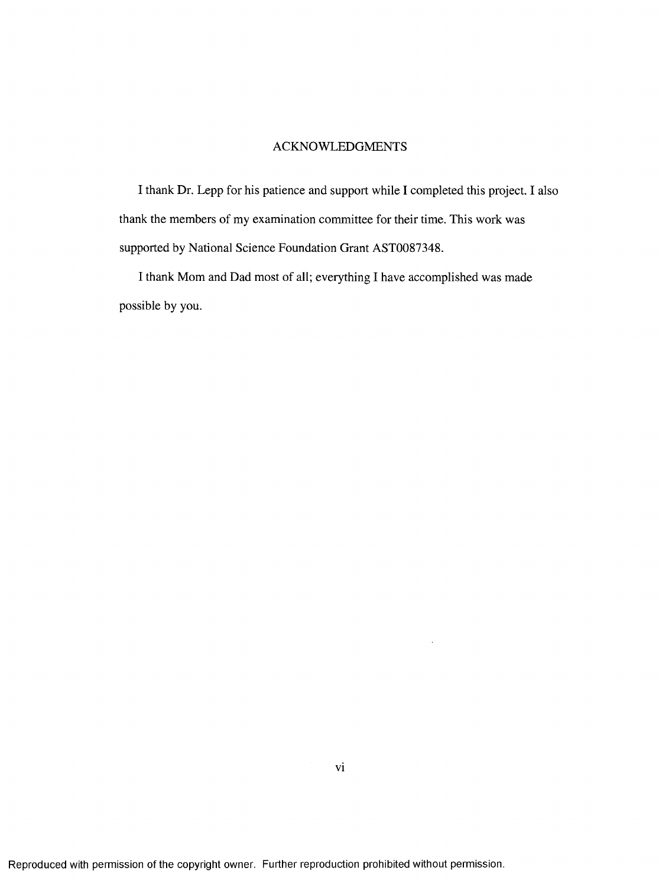## ACKNOWLEDGMENTS

I thank Dr. Lepp for his patience and support while I completed this project. I also thank the members of my examination committee for their time. This work was supported by National Science Foundation Grant AST0087348.

I thank Mom and Dad most of all; everything I have accomplished was made possible by you.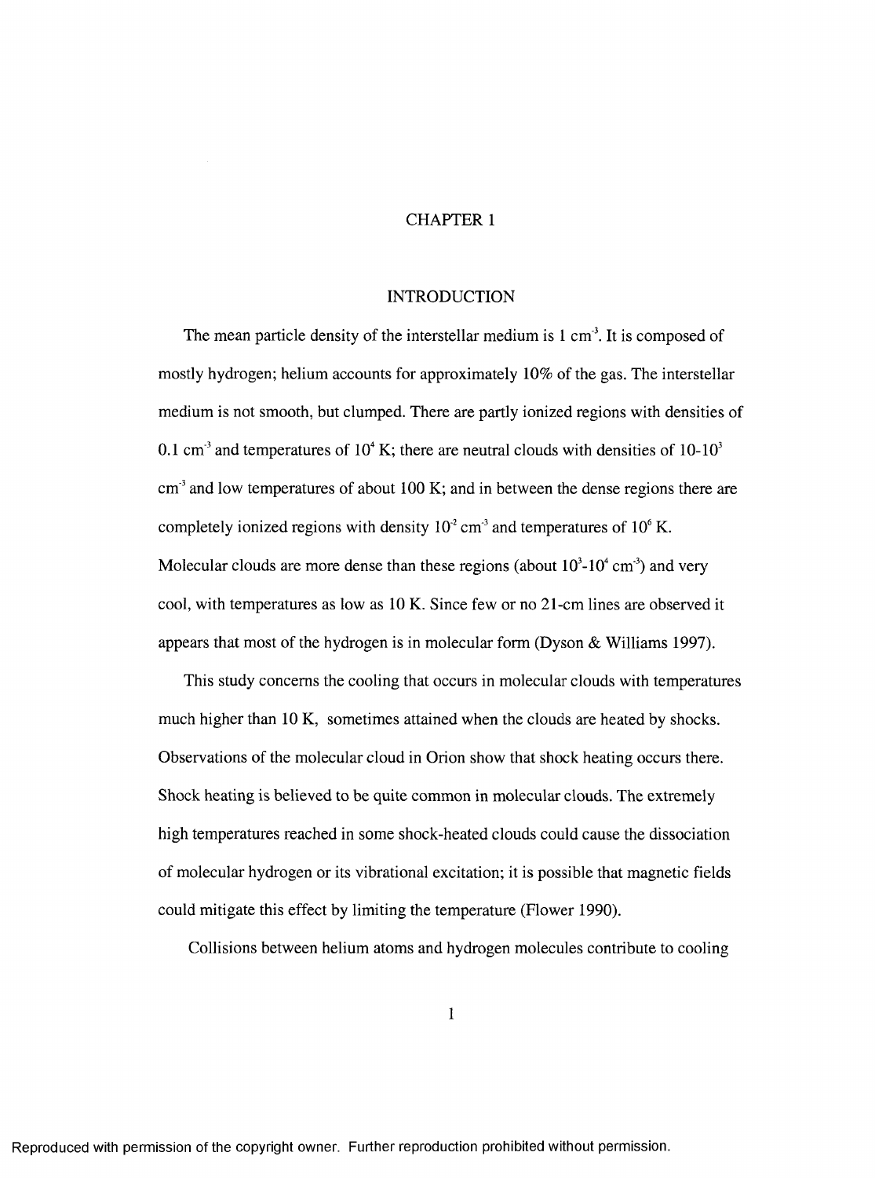# CHAPTER 1

## INTRODUCTION

The mean particle density of the interstellar medium is 1 $cm^{-3}$. It is composed of mostly hydrogen; helium accounts for approximately 10% of the gas. The interstellar medium is not smooth, but clumped. There are partly ionized regions with densities of 0.1 $cm^{-3}$ and temperatures of $10^4$ K; there are neutral clouds with densities of 10-$10^3$ $cm^{-3}$ and low temperatures of about 100 K; and in between the dense regions there are completely ionized regions with density $10^{-2}$ $cm^{-3}$ and temperatures of $10^6$ K. Molecular clouds are more dense than these regions (about $10^3$-$10^4$ $cm^{-3}$) and very cool, with temperatures as low as 10 K. Since few or no 21-cm lines are observed it appears that most of the hydrogen is in molecular form (Dyson & Williams 1997).

This study concerns the cooling that occurs in molecular clouds with temperatures much higher than 10 K, sometimes attained when the clouds are heated by shocks. Observations of the molecular cloud in Orion show that shock heating occurs there. Shock heating is believed to be quite common in molecular clouds. The extremely high temperatures reached in some shock-heated clouds could cause the dissociation of molecular hydrogen or its vibrational excitation; it is possible that magnetic fields could mitigate this effect by limiting the temperature (Flower 1990).

Collisions between helium atoms and hydrogen molecules contribute to cooling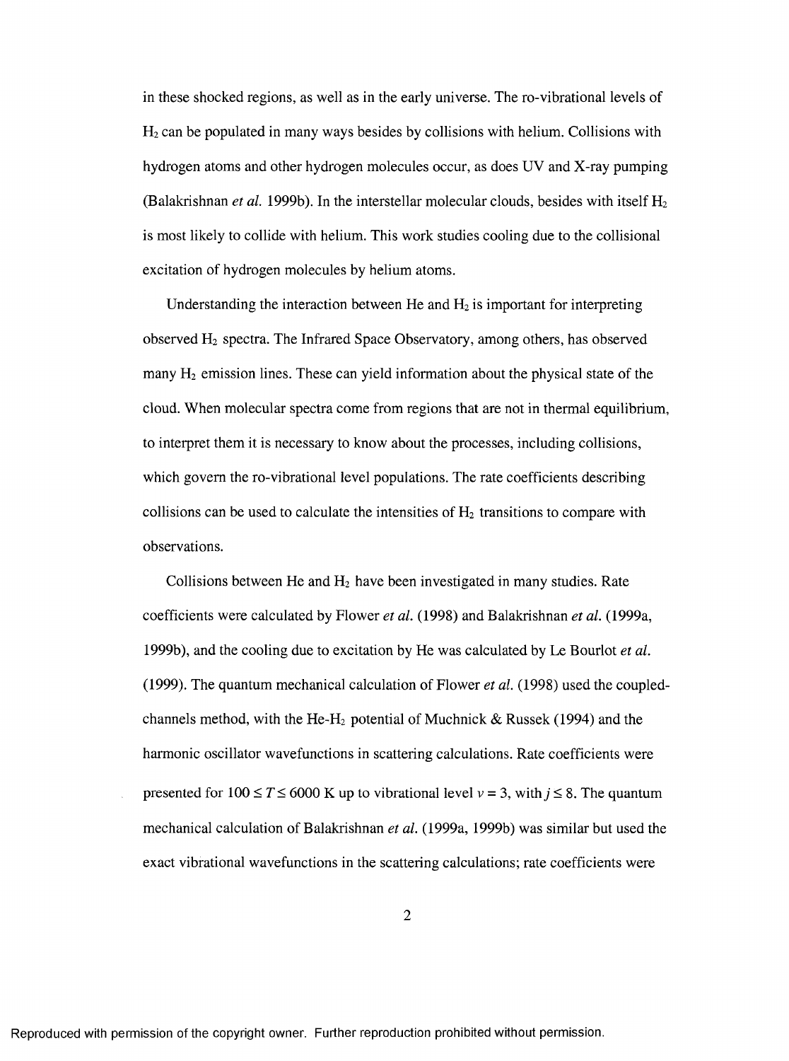in these shocked regions, as well as in the early universe. The ro-vibrational levels of $H_2$ can be populated in many ways besides by collisions with helium. Collisions with hydrogen atoms and other hydrogen molecules occur, as does UV and X-ray pumping (Balakrishnan *et al.* 1999b). In the interstellar molecular clouds, besides with itself $H_2$ is most likely to collide with helium. This work studies cooling due to the collisional excitation of hydrogen molecules by helium atoms.

Understanding the interaction between He and $H_2$ is important for interpreting observed $H_2$ spectra. The Infrared Space Observatory, among others, has observed many $H_2$ emission lines. These can yield information about the physical state of the cloud. When molecular spectra come from regions that are not in thermal equilibrium, to interpret them it is necessary to know about the processes, including collisions, which govern the ro-vibrational level populations. The rate coefficients describing collisions can be used to calculate the intensities of $H_2$ transitions to compare with observations.

Collisions between He and $H_2$ have been investigated in many studies. Rate coefficients were calculated by Flower *et al.* (1998) and Balakrishnan *et al.* (1999a, 1999b), and the cooling due to excitation by He was calculated by Le Bourlot *et al.* (1999). The quantum mechanical calculation of Flower *et al.* (1998) used the coupled-channels method, with the He-$H_2$ potential of Muchnick & Russek (1994) and the harmonic oscillator wavefunctions in scattering calculations. Rate coefficients were presented for $100 \leq T \leq 6000$ K up to vibrational level $v = 3$, with $j \leq 8$. The quantum mechanical calculation of Balakrishnan *et al.* (1999a, 1999b) was similar but used the exact vibrational wavefunctions in the scattering calculations; rate coefficients were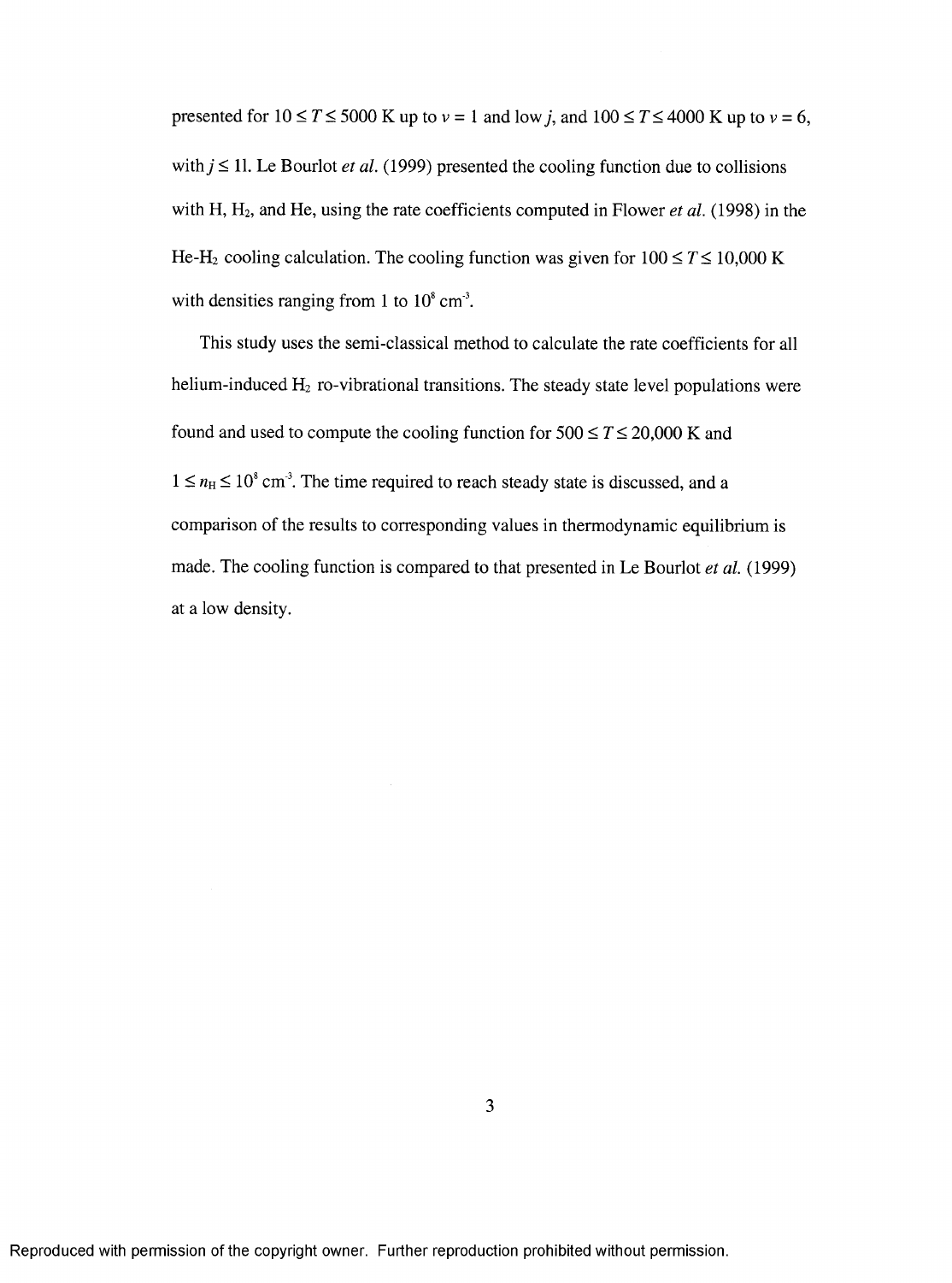presented for $10 \leq T \leq 5000$ K up to $v = 1$ and low $j$, and $100 \leq T \leq 4000$ K up to $v = 6$, with $j \leq 11$. Le Bourlot *et al.* (1999) presented the cooling function due to collisions with H, $H_2$, and He, using the rate coefficients computed in Flower *et al.* (1998) in the He-$H_2$ cooling calculation. The cooling function was given for $100 \leq T \leq 10{,}000$ K with densities ranging from 1 to $10^8$ cm$^{-3}$.

This study uses the semi-classical method to calculate the rate coefficients for all helium-induced $H_2$ ro-vibrational transitions. The steady state level populations were found and used to compute the cooling function for $500 \leq T \leq 20{,}000$ K and $1 \leq n_H \leq 10^8$ cm$^{-3}$. The time required to reach steady state is discussed, and a comparison of the results to corresponding values in thermodynamic equilibrium is made. The cooling function is compared to that presented in Le Bourlot *et al.* (1999) at a low density.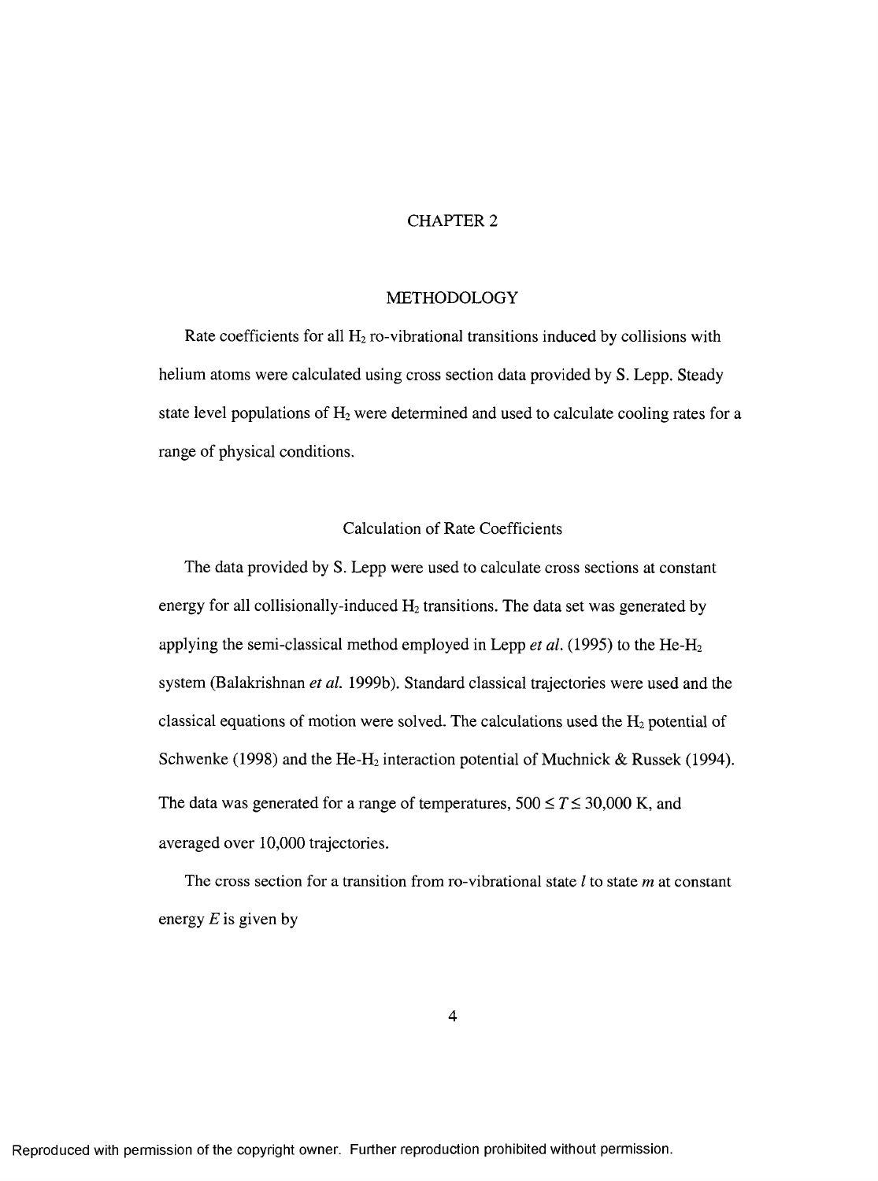# CHAPTER 2

## METHODOLOGY

Rate coefficients for all $H_2$ ro-vibrational transitions induced by collisions with helium atoms were calculated using cross section data provided by S. Lepp. Steady state level populations of $H_2$ were determined and used to calculate cooling rates for a range of physical conditions.

### Calculation of Rate Coefficients

The data provided by S. Lepp were used to calculate cross sections at constant energy for all collisionally-induced $H_2$ transitions. The data set was generated by applying the semi-classical method employed in Lepp *et al.* (1995) to the He-$H_2$ system (Balakrishnan *et al.* 1999b). Standard classical trajectories were used and the classical equations of motion were solved. The calculations used the $H_2$ potential of Schwenke (1998) and the He-$H_2$ interaction potential of Muchnick & Russek (1994). The data was generated for a range of temperatures, $500 \leq T \leq 30{,}000$ K, and averaged over 10,000 trajectories.

The cross section for a transition from ro-vibrational state $l$ to state $m$ at constant energy $E$ is given by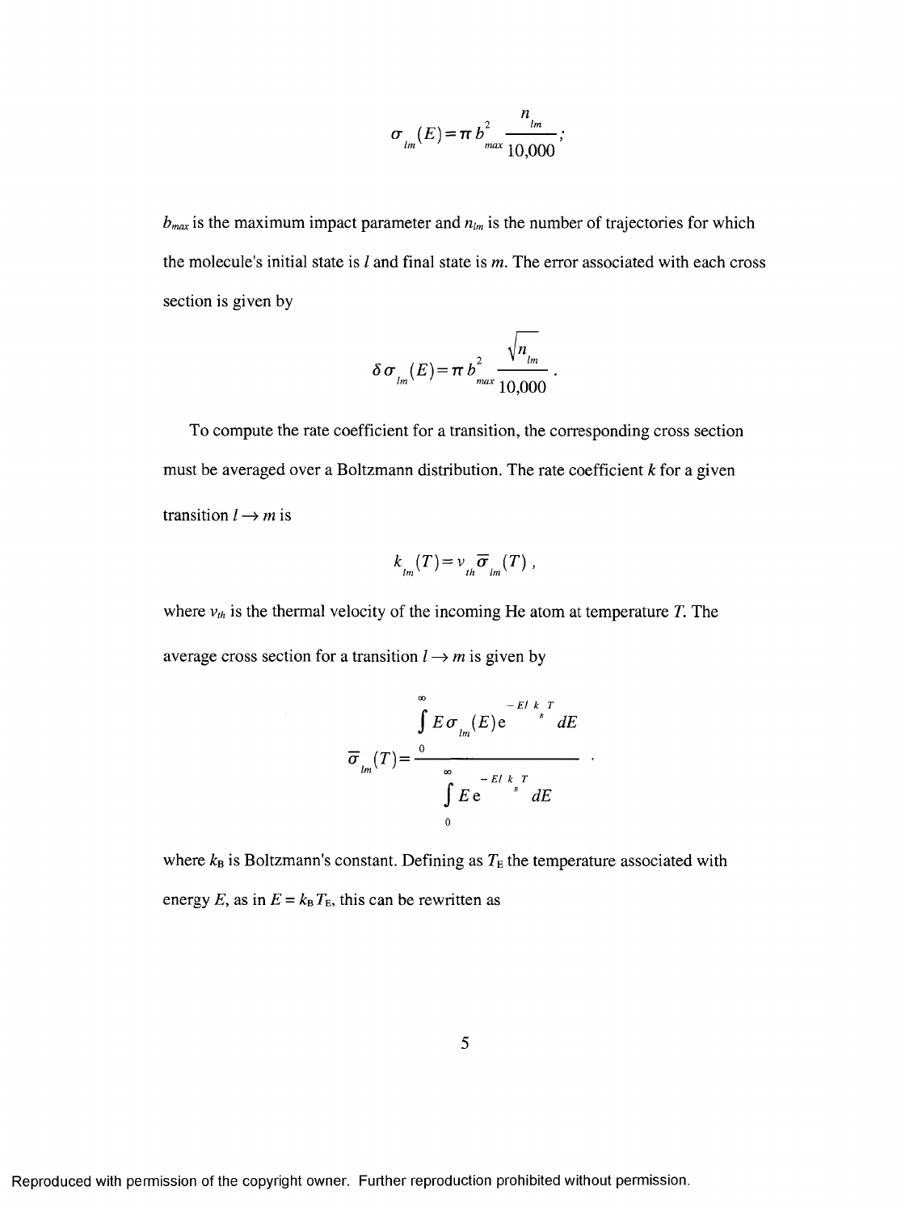$$\sigma_{lm}(E) = \pi b_{max}^2 \frac{n_{lm}}{10{,}000};$$

$b_{max}$ is the maximum impact parameter and $n_{lm}$ is the number of trajectories for which the molecule's initial state is $l$ and final state is $m$. The error associated with each cross section is given by

$$\delta\sigma_{lm}(E) = \pi b_{max}^2 \frac{\sqrt{n_{lm}}}{10{,}000}.$$

To compute the rate coefficient for a transition, the corresponding cross section must be averaged over a Boltzmann distribution. The rate coefficient $k$ for a given transition $l \rightarrow m$ is

$$k_{lm}(T) = v_{th} \overline{\sigma}_{lm}(T),$$

where $v_{th}$ is the thermal velocity of the incoming He atom at temperature $T$. The average cross section for a transition $l \rightarrow m$ is given by

$$\overline{\sigma}_{lm}(T) = \frac{\int_0^\infty E \sigma_{lm}(E) e^{-E/k_B T} \, dE}{\int_0^\infty E e^{-E/k_B T} \, dE}.$$

where $k_B$ is Boltzmann's constant. Defining as $T_E$ the temperature associated with energy $E$, as in $E = k_B T_E$, this can be rewritten as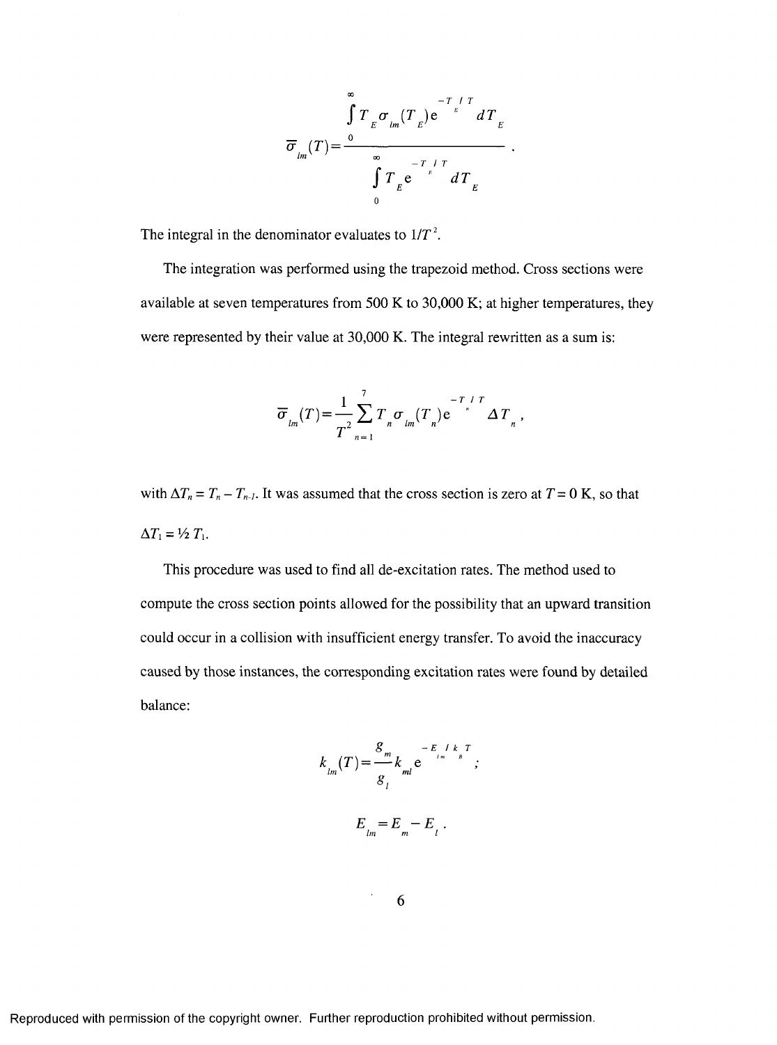$$\overline{\sigma}_{lm}(T) = \frac{\int_0^\infty T_E \sigma_{lm}(T_E) e^{-T/T_E} dT_E}{\int_0^\infty T_E e^{-T/T_E} dT_E}.$$

The integral in the denominator evaluates to $1/T^2$.

The integration was performed using the trapezoid method. Cross sections were available at seven temperatures from 500 K to 30,000 K; at higher temperatures, they were represented by their value at 30,000 K. The integral rewritten as a sum is:

$$\overline{\sigma}_{lm}(T) = \frac{1}{T^2} \sum_{n=1}^{7} T_n \sigma_{lm}(T_n) e^{-T/T_n} \Delta T_n,$$

with $\Delta T_n = T_n - T_{n-1}$. It was assumed that the cross section is zero at $T = 0$ K, so that $\Delta T_1 = ½\, T_1$.

This procedure was used to find all de-excitation rates. The method used to compute the cross section points allowed for the possibility that an upward transition could occur in a collision with insufficient energy transfer. To avoid the inaccuracy caused by those instances, the corresponding excitation rates were found by detailed balance:

$$k_{lm}(T) = \frac{g_m}{g_l} k_{ml} e^{-E_{lm}/k_B T};$$

$$E_{lm} = E_m - E_l.$$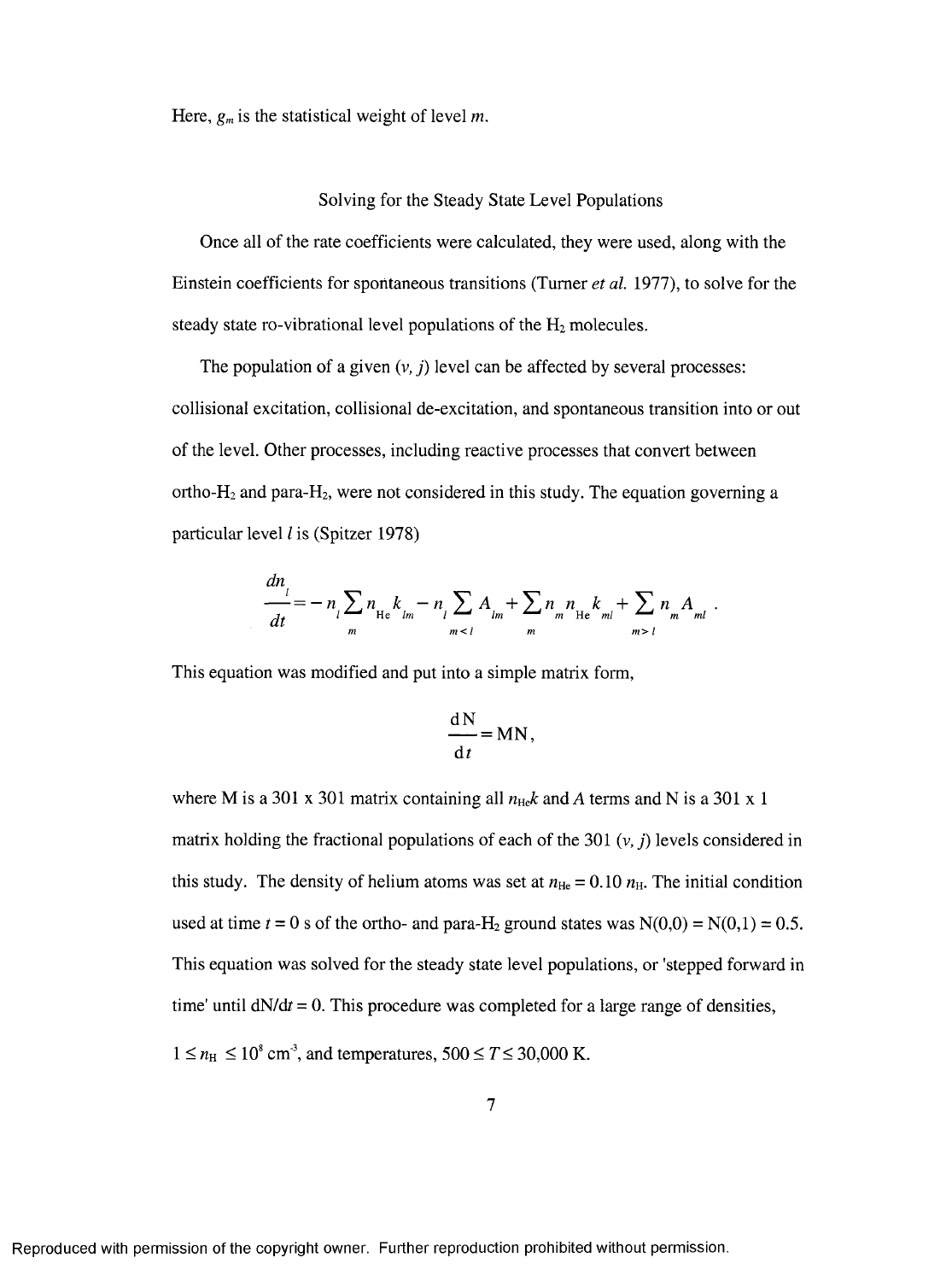Here, $g_m$ is the statistical weight of level $m$.

## Solving for the Steady State Level Populations

Once all of the rate coefficients were calculated, they were used, along with the Einstein coefficients for spontaneous transitions (Turner *et al.* 1977), to solve for the steady state ro-vibrational level populations of the $H_2$ molecules.

The population of a given $(v, j)$ level can be affected by several processes: collisional excitation, collisional de-excitation, and spontaneous transition into or out of the level. Other processes, including reactive processes that convert between ortho-$H_2$ and para-$H_2$, were not considered in this study. The equation governing a particular level $l$ is (Spitzer 1978)

$$\frac{dn_l}{dt} = -n_l \sum_m n_{\mathrm{He}} k_{lm} - n_l \sum_{m<l} A_{lm} + \sum_m n_m n_{\mathrm{He}} k_{ml} + \sum_{m>l} n_m A_{ml} .$$

This equation was modified and put into a simple matrix form,

$$\frac{\mathrm{dN}}{\mathrm{d}t} = \mathrm{MN},$$

where M is a 301 x 301 matrix containing all $n_{\mathrm{He}}k$ and $A$ terms and N is a 301 x 1 matrix holding the fractional populations of each of the 301 $(v, j)$ levels considered in this study. The density of helium atoms was set at $n_{\mathrm{He}} = 0.10\ n_{\mathrm{H}}$. The initial condition used at time $t = 0$ s of the ortho- and para-$H_2$ ground states was $\mathrm{N}(0,0) = \mathrm{N}(0,1) = 0.5$. This equation was solved for the steady state level populations, or 'stepped forward in time' until $\mathrm{dN}/\mathrm{d}t = 0$. This procedure was completed for a large range of densities, $1 \leq n_{\mathrm{H}} \leq 10^8\ \mathrm{cm}^{-3}$, and temperatures, $500 \leq T \leq 30{,}000$ K.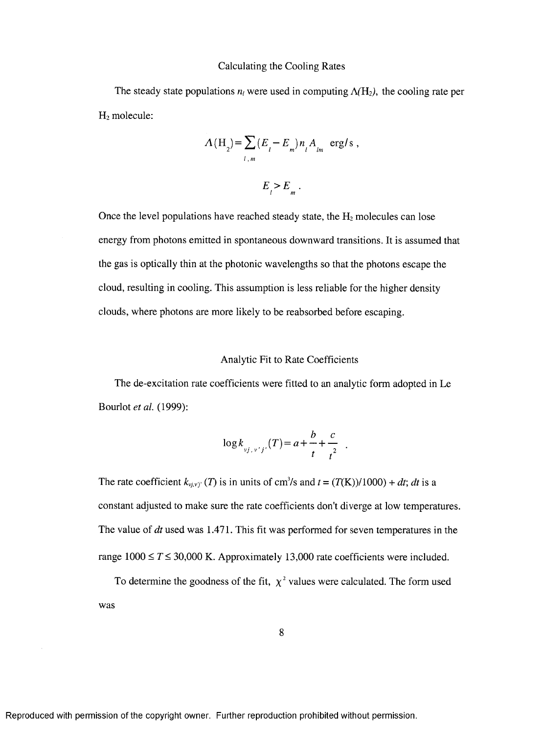### Calculating the Cooling Rates

The steady state populations $n_l$ were used in computing $\Lambda(H_2)$, the cooling rate per $H_2$ molecule:

$$\Lambda(\mathrm{H}_2) = \sum_{l,m} (E_l - E_m) n_l A_{lm} \ \ \mathrm{erg/s}\ ,$$

$$E_l > E_m\ .$$

Once the level populations have reached steady state, the $H_2$ molecules can lose energy from photons emitted in spontaneous downward transitions. It is assumed that the gas is optically thin at the photonic wavelengths so that the photons escape the cloud, resulting in cooling. This assumption is less reliable for the higher density clouds, where photons are more likely to be reabsorbed before escaping.

### Analytic Fit to Rate Coefficients

The de-excitation rate coefficients were fitted to an analytic form adopted in Le Bourlot *et al.* (1999):

$$\log k_{vj,v'j'}(T) = a + \frac{b}{t} + \frac{c}{t^2}\ .$$

The rate coefficient $k_{vj,v'j'}(T)$ is in units of $\mathrm{cm}^3/\mathrm{s}$ and $t = (T(\mathrm{K}))/1000) + dt$; $dt$ is a constant adjusted to make sure the rate coefficients don't diverge at low temperatures. The value of $dt$ used was 1.471. This fit was performed for seven temperatures in the range $1000 \le T \le 30{,}000$ K. Approximately 13,000 rate coefficients were included.

To determine the goodness of the fit, $\chi^2$ values were calculated. The form used was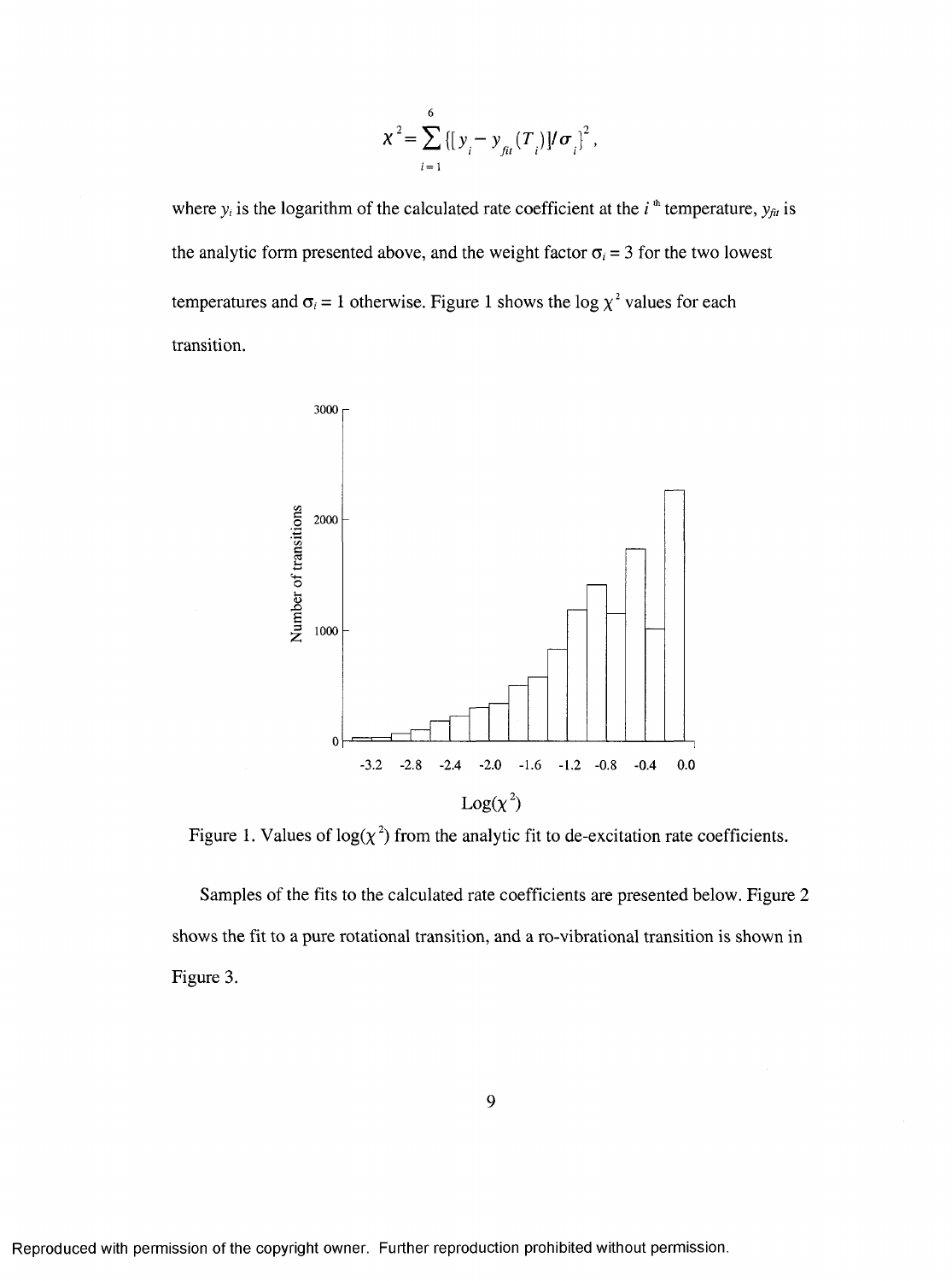$$\chi^2 = \sum_{i=1}^{6} \{[y_i - y_{fit}(T_i)]/\sigma_i\}^2,$$

where $y_i$ is the logarithm of the calculated rate coefficient at the $i^{th}$ temperature, $y_{fit}$ is the analytic form presented above, and the weight factor $\sigma_i = 3$ for the two lowest temperatures and $\sigma_i = 1$ otherwise. Figure 1 shows the log $\chi^2$ values for each transition.

Figure 1. Values of $\log(\chi^2)$ from the analytic fit to de-excitation rate coefficients.

Samples of the fits to the calculated rate coefficients are presented below. Figure 2 shows the fit to a pure rotational transition, and a ro-vibrational transition is shown in Figure 3.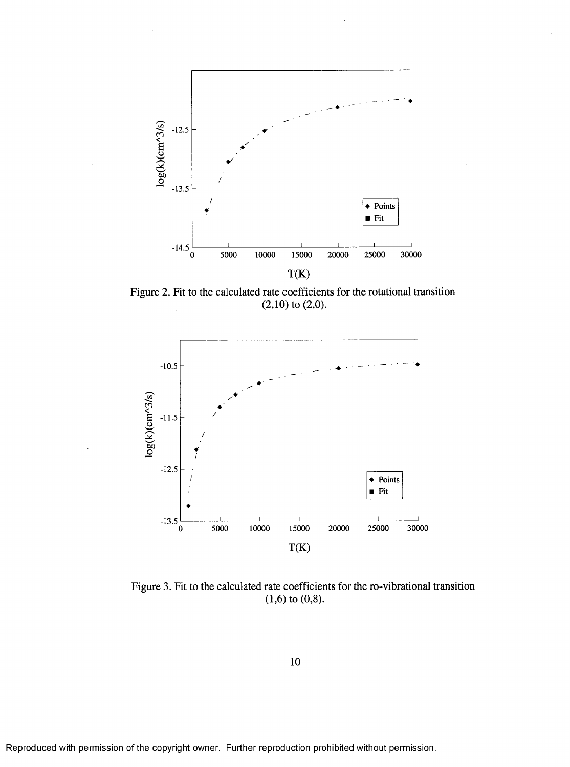Figure 2. Fit to the calculated rate coefficients for the rotational transition (2,10) to (2,0).

Figure 3. Fit to the calculated rate coefficients for the ro-vibrational transition (1,6) to (0,8).

Reproduced with permission of the copyright owner. Further reproduction prohibited without permission.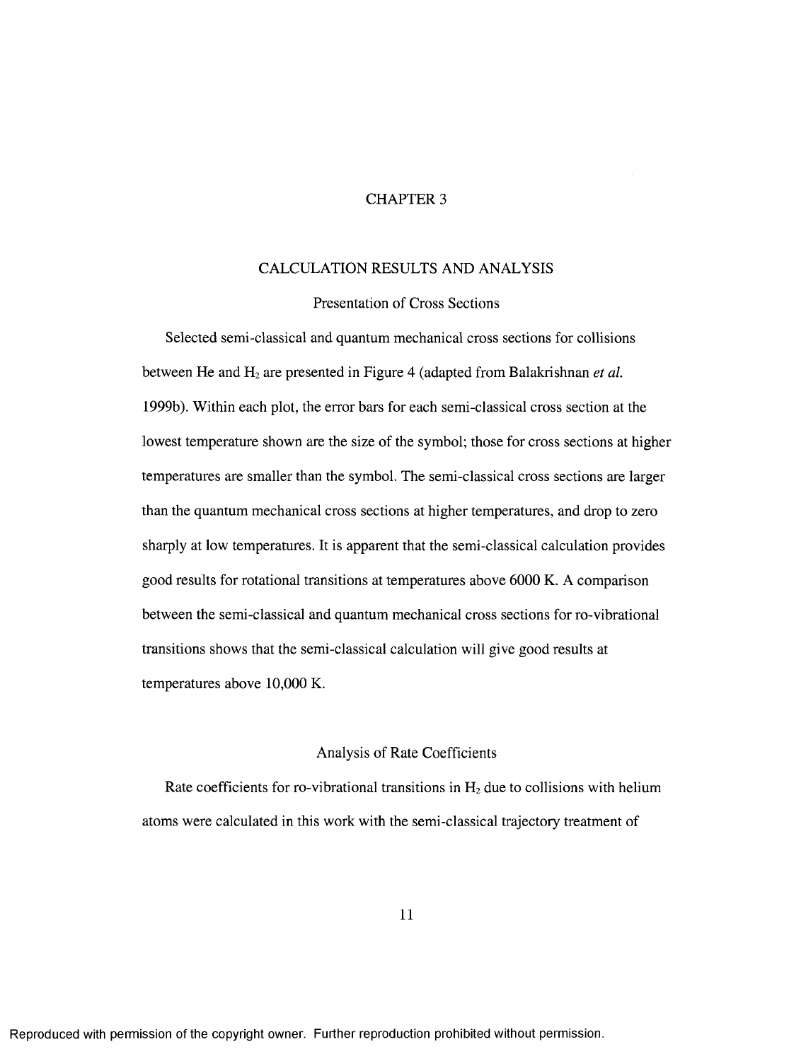# CHAPTER 3

## CALCULATION RESULTS AND ANALYSIS

### Presentation of Cross Sections

Selected semi-classical and quantum mechanical cross sections for collisions between He and $H_2$ are presented in Figure 4 (adapted from Balakrishnan *et al.* 1999b). Within each plot, the error bars for each semi-classical cross section at the lowest temperature shown are the size of the symbol; those for cross sections at higher temperatures are smaller than the symbol. The semi-classical cross sections are larger than the quantum mechanical cross sections at higher temperatures, and drop to zero sharply at low temperatures. It is apparent that the semi-classical calculation provides good results for rotational transitions at temperatures above 6000 K. A comparison between the semi-classical and quantum mechanical cross sections for ro-vibrational transitions shows that the semi-classical calculation will give good results at temperatures above 10,000 K.

### Analysis of Rate Coefficients

Rate coefficients for ro-vibrational transitions in $H_2$ due to collisions with helium atoms were calculated in this work with the semi-classical trajectory treatment of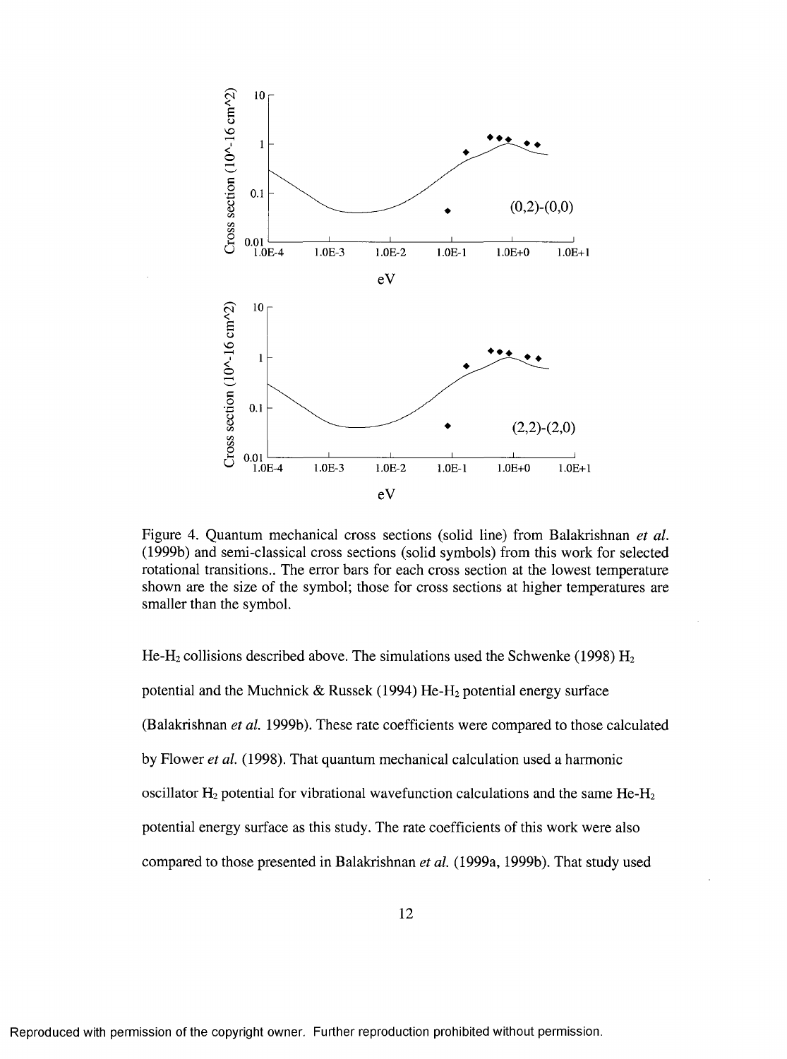Figure 4. Quantum mechanical cross sections (solid line) from Balakrishnan *et al.* (1999b) and semi-classical cross sections (solid symbols) from this work for selected rotational transitions.. The error bars for each cross section at the lowest temperature shown are the size of the symbol; those for cross sections at higher temperatures are smaller than the symbol.

$He$-$H_2$ collisions described above. The simulations used the Schwenke (1998) $H_2$ potential and the Muchnick & Russek (1994) $He$-$H_2$ potential energy surface (Balakrishnan *et al.* 1999b). These rate coefficients were compared to those calculated by Flower *et al.* (1998). That quantum mechanical calculation used a harmonic oscillator $H_2$ potential for vibrational wavefunction calculations and the same $He$-$H_2$ potential energy surface as this study. The rate coefficients of this work were also compared to those presented in Balakrishnan *et al.* (1999a, 1999b). That study used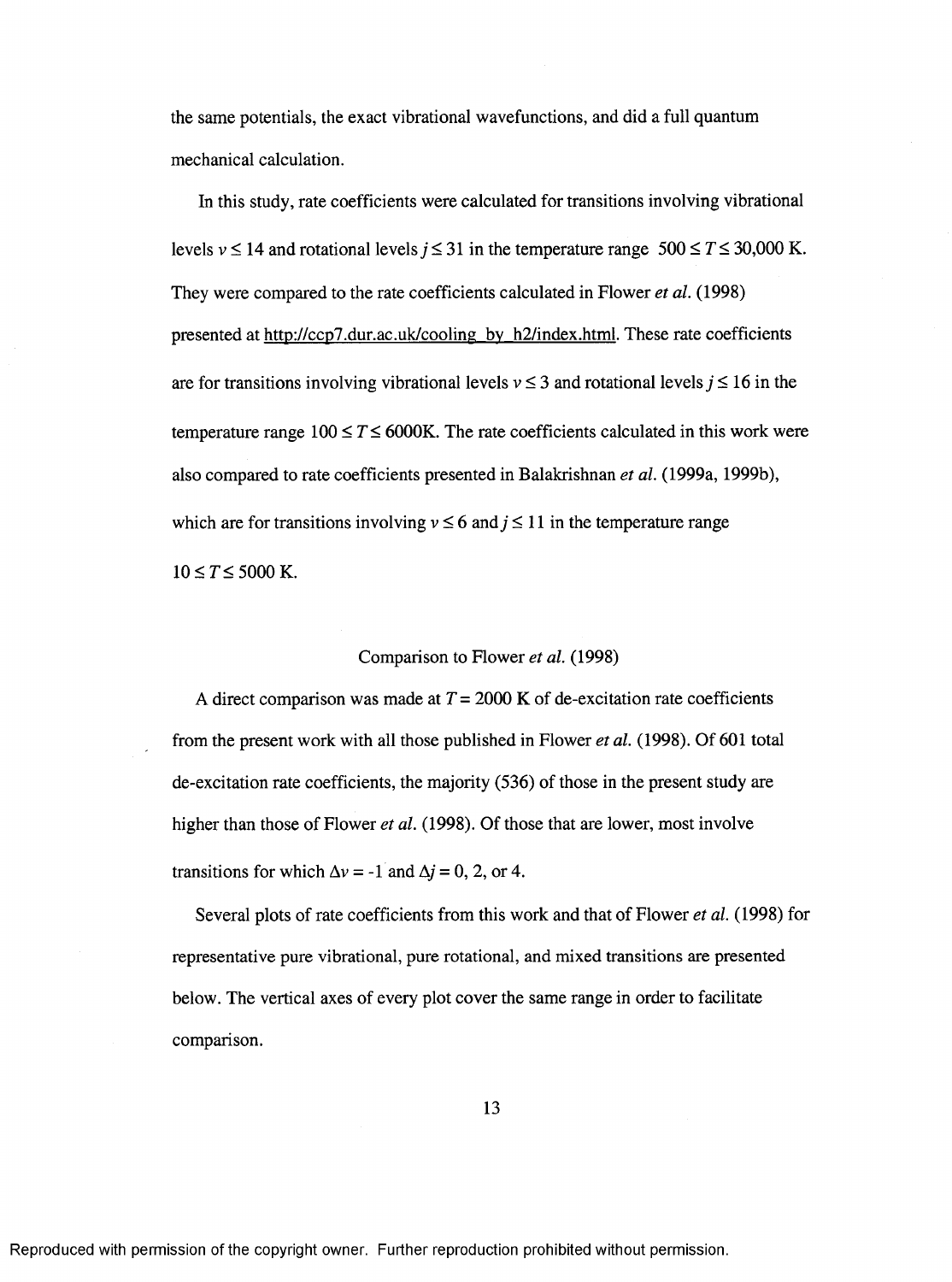the same potentials, the exact vibrational wavefunctions, and did a full quantum mechanical calculation.

In this study, rate coefficients were calculated for transitions involving vibrational levels $v \leq 14$ and rotational levels $j \leq 31$ in the temperature range $500 \leq T \leq 30{,}000$ K. They were compared to the rate coefficients calculated in Flower *et al.* (1998) presented at http://ccp7.dur.ac.uk/cooling_by_h2/index.html. These rate coefficients are for transitions involving vibrational levels $v \leq 3$ and rotational levels $j \leq 16$ in the temperature range $100 \leq T \leq 6000$K. The rate coefficients calculated in this work were also compared to rate coefficients presented in Balakrishnan *et al.* (1999a, 1999b), which are for transitions involving $v \leq 6$ and $j \leq 11$ in the temperature range $10 \leq T \leq 5000$ K.

## Comparison to Flower *et al.* (1998)

A direct comparison was made at $T = 2000$ K of de-excitation rate coefficients from the present work with all those published in Flower *et al.* (1998). Of 601 total de-excitation rate coefficients, the majority (536) of those in the present study are higher than those of Flower *et al.* (1998). Of those that are lower, most involve transitions for which $\Delta v = -1$ and $\Delta j = 0$, 2, or 4.

Several plots of rate coefficients from this work and that of Flower *et al.* (1998) for representative pure vibrational, pure rotational, and mixed transitions are presented below. The vertical axes of every plot cover the same range in order to facilitate comparison.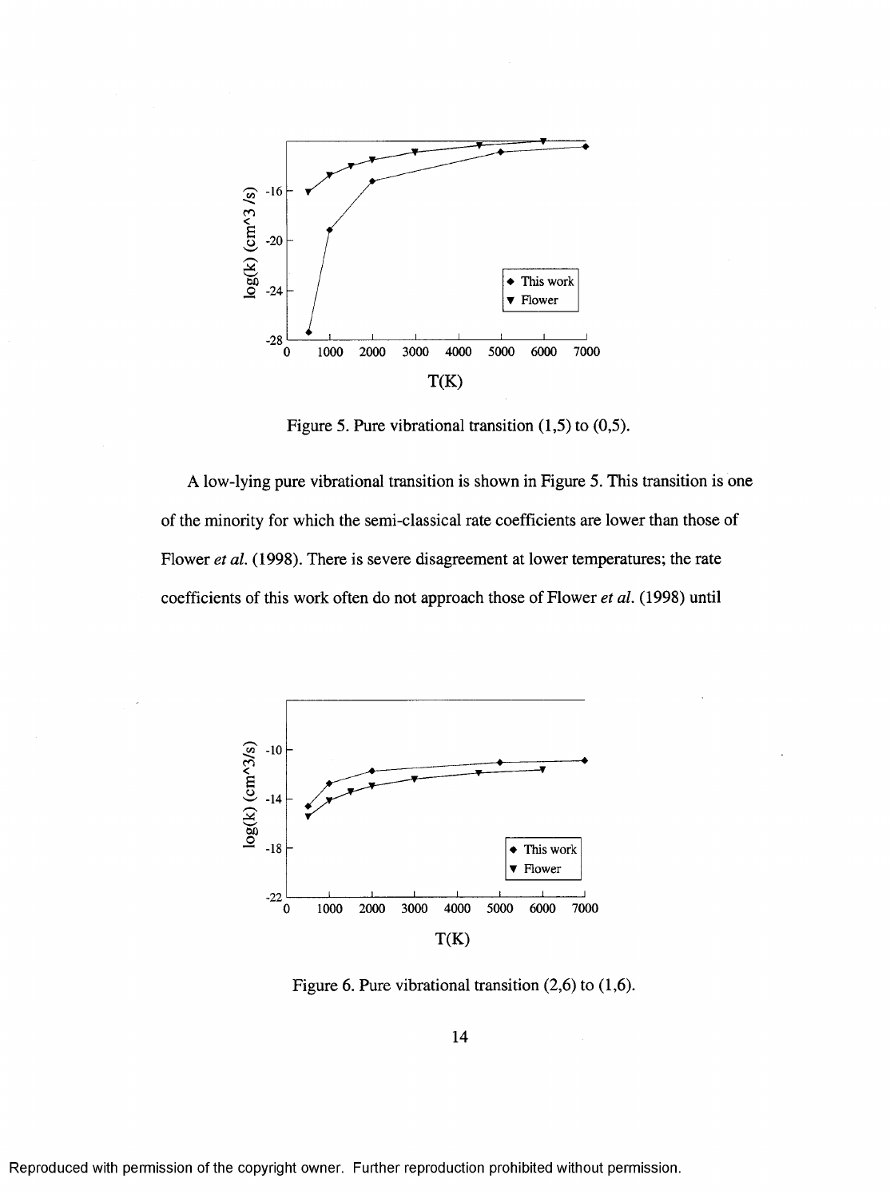Figure 5. Pure vibrational transition (1,5) to (0,5).

A low-lying pure vibrational transition is shown in Figure 5. This transition is one of the minority for which the semi-classical rate coefficients are lower than those of Flower *et al.* (1998). There is severe disagreement at lower temperatures; the rate coefficients of this work often do not approach those of Flower *et al.* (1998) until

Figure 6. Pure vibrational transition (2,6) to (1,6).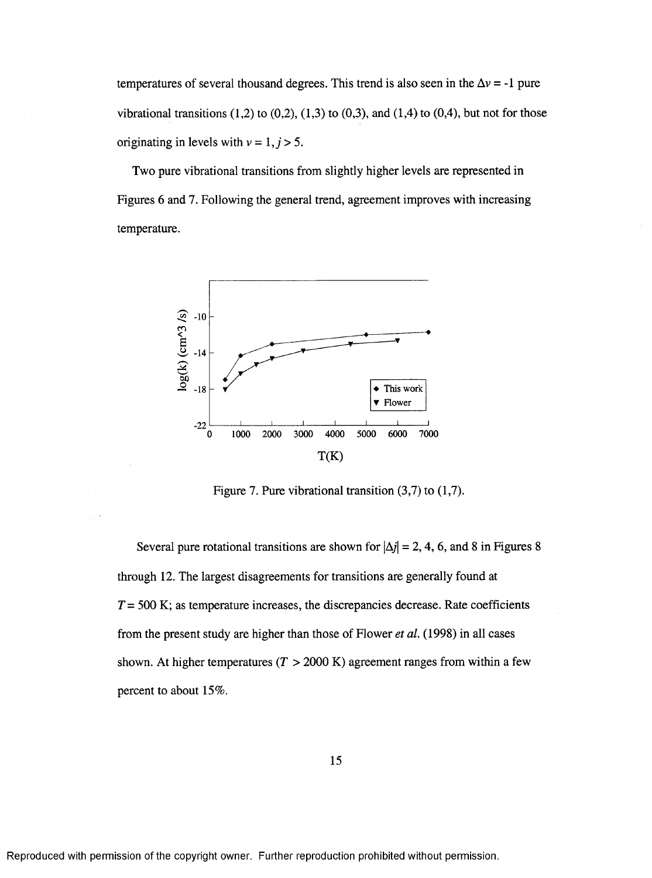temperatures of several thousand degrees. This trend is also seen in the $\Delta v = -1$ pure vibrational transitions (1,2) to (0,2), (1,3) to (0,3), and (1,4) to (0,4), but not for those originating in levels with $v = 1, j > 5$.

Two pure vibrational transitions from slightly higher levels are represented in Figures 6 and 7. Following the general trend, agreement improves with increasing temperature.

Figure 7. Pure vibrational transition (3,7) to (1,7).

Several pure rotational transitions are shown for $|\Delta j| = 2, 4, 6$, and 8 in Figures 8 through 12. The largest disagreements for transitions are generally found at $T = 500$ K; as temperature increases, the discrepancies decrease. Rate coefficients from the present study are higher than those of Flower *et al.* (1998) in all cases shown. At higher temperatures ($T > 2000$ K) agreement ranges from within a few percent to about 15%.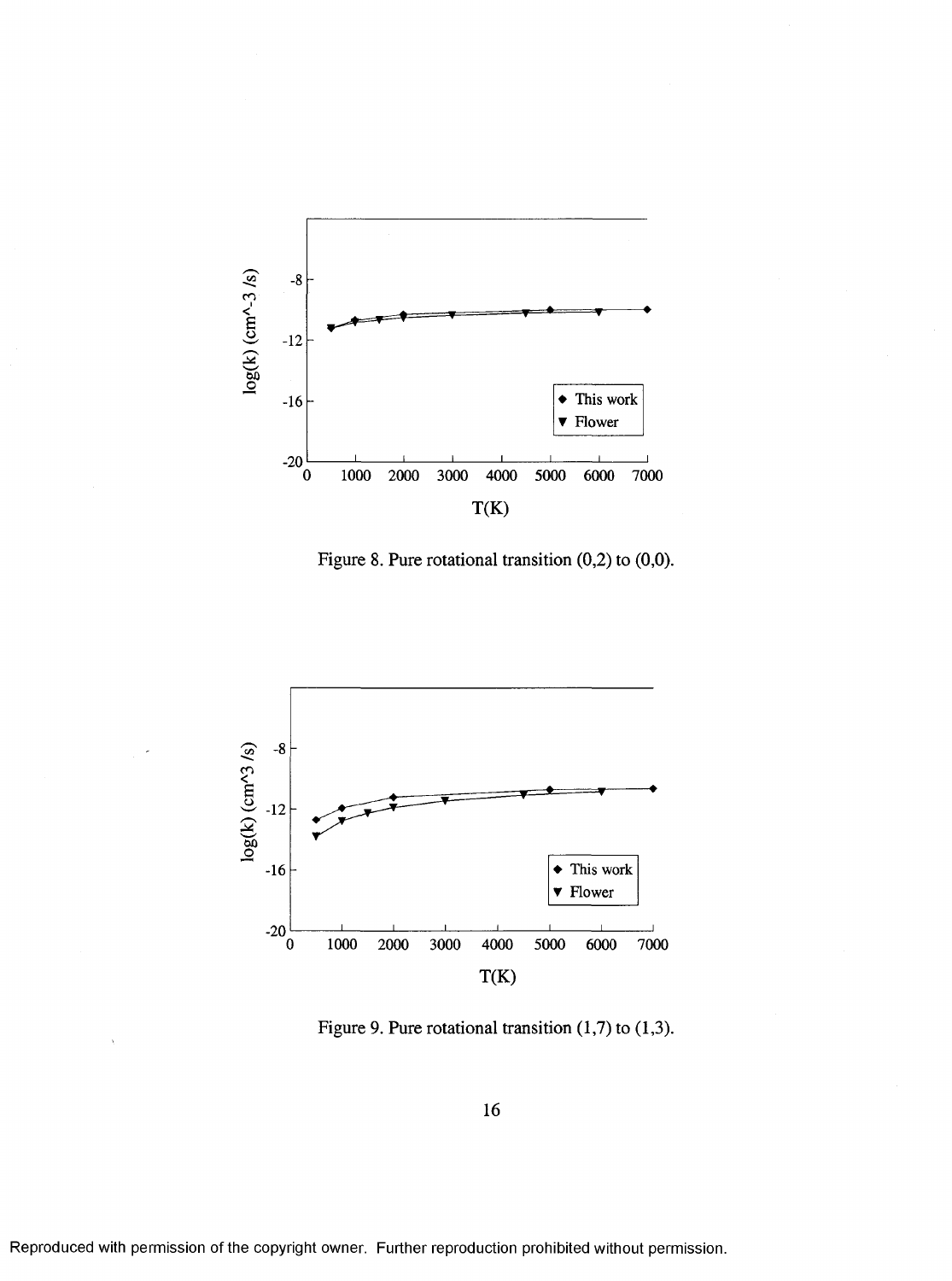Figure 8. Pure rotational transition (0,2) to (0,0).

Figure 9. Pure rotational transition (1,7) to (1,3).

Reproduced with permission of the copyright owner. Further reproduction prohibited without permission.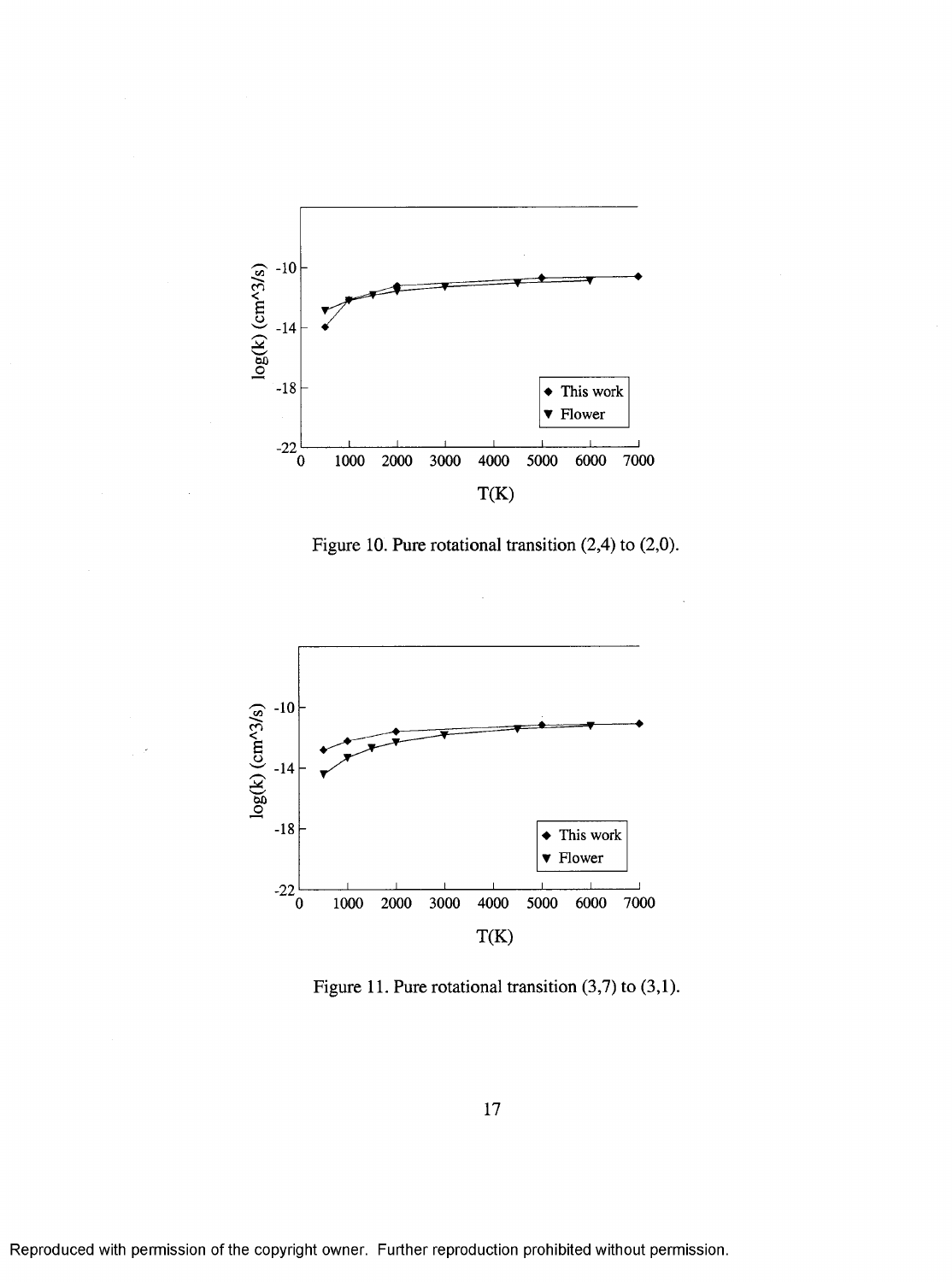Figure 10. Pure rotational transition (2,4) to (2,0).

Figure 11. Pure rotational transition (3,7) to (3,1).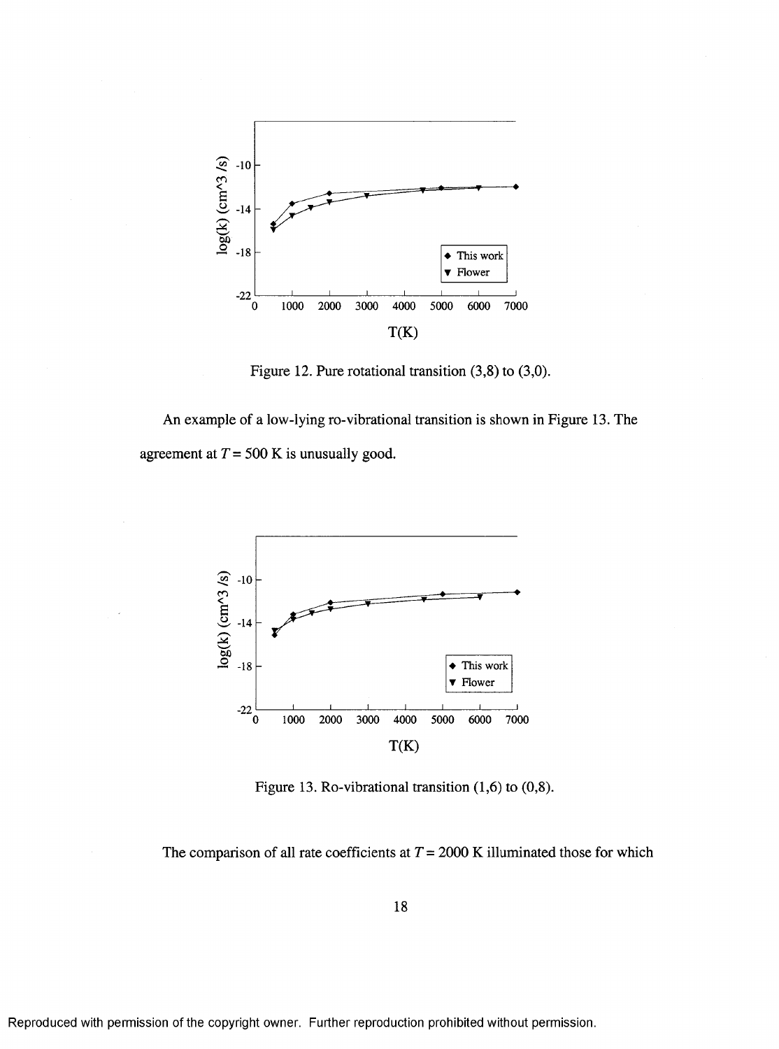Figure 12. Pure rotational transition (3,8) to (3,0).

An example of a low-lying ro-vibrational transition is shown in Figure 13. The agreement at $T = 500$ K is unusually good.

Figure 13. Ro-vibrational transition (1,6) to (0,8).

The comparison of all rate coefficients at $T = 2000$ K illuminated those for which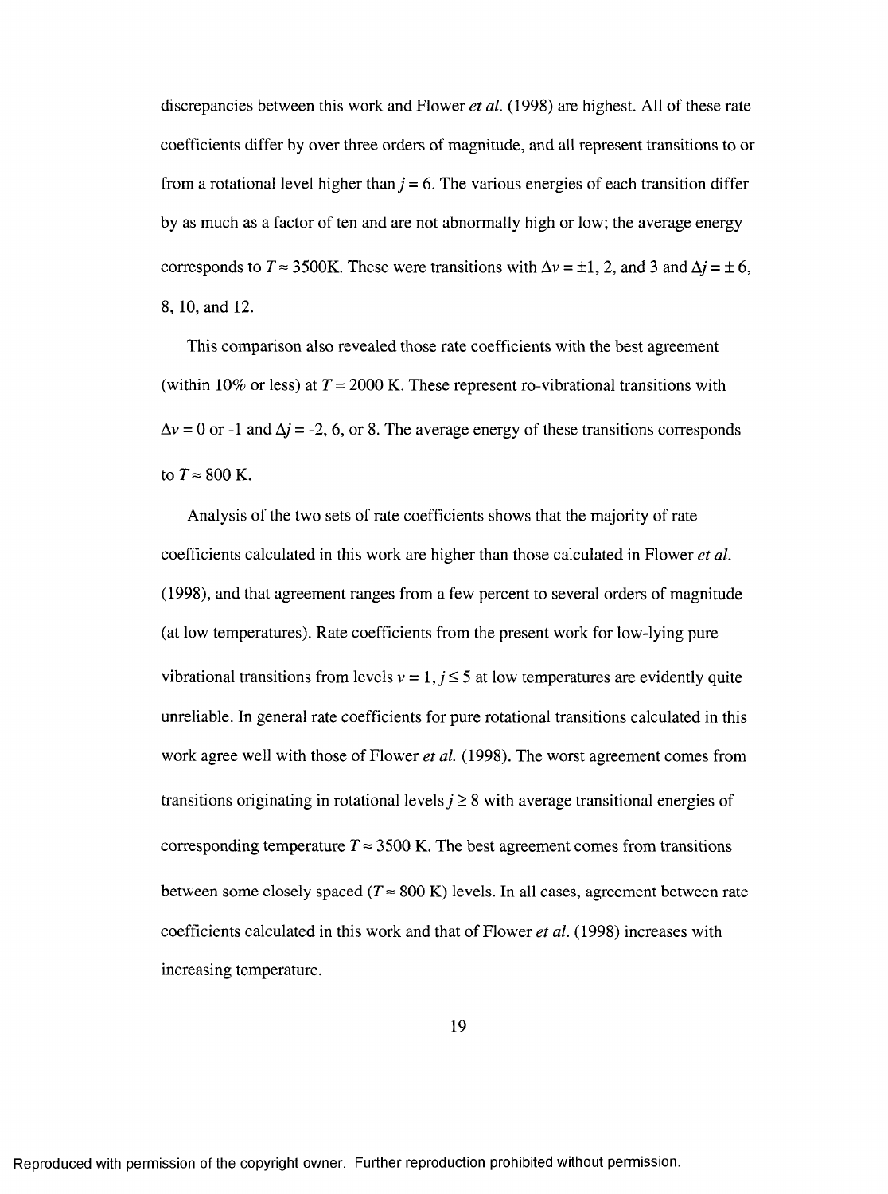discrepancies between this work and Flower *et al.* (1998) are highest. All of these rate coefficients differ by over three orders of magnitude, and all represent transitions to or from a rotational level higher than $j = 6$. The various energies of each transition differ by as much as a factor of ten and are not abnormally high or low; the average energy corresponds to $T \approx 3500$K. These were transitions with $\Delta v = \pm 1$, 2, and 3 and $\Delta j = \pm 6$, 8, 10, and 12.

This comparison also revealed those rate coefficients with the best agreement (within 10% or less) at $T = 2000$ K. These represent ro-vibrational transitions with $\Delta v = 0$ or -1 and $\Delta j = -2$, 6, or 8. The average energy of these transitions corresponds to $T \approx 800$ K.

Analysis of the two sets of rate coefficients shows that the majority of rate coefficients calculated in this work are higher than those calculated in Flower *et al.* (1998), and that agreement ranges from a few percent to several orders of magnitude (at low temperatures). Rate coefficients from the present work for low-lying pure vibrational transitions from levels $v = 1, j \leq 5$ at low temperatures are evidently quite unreliable. In general rate coefficients for pure rotational transitions calculated in this work agree well with those of Flower *et al.* (1998). The worst agreement comes from transitions originating in rotational levels $j \geq 8$ with average transitional energies of corresponding temperature $T \approx 3500$ K. The best agreement comes from transitions between some closely spaced ($T \approx 800$ K) levels. In all cases, agreement between rate coefficients calculated in this work and that of Flower *et al.* (1998) increases with increasing temperature.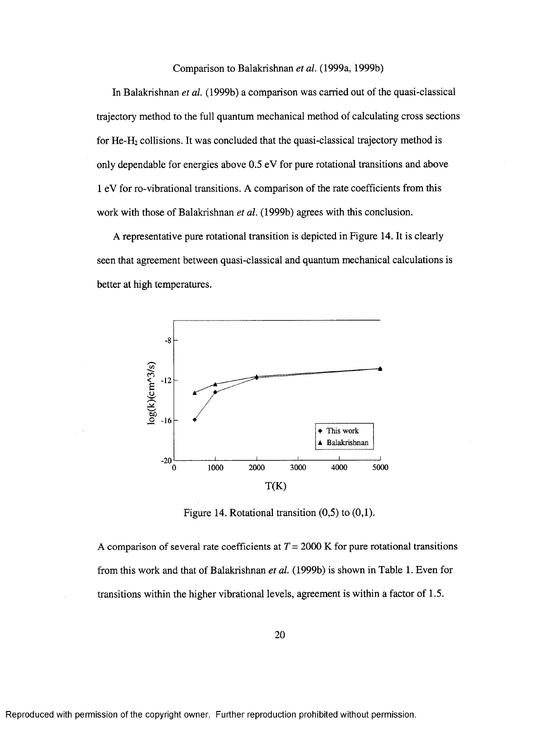## Comparison to Balakrishnan *et al.* (1999a, 1999b)

In Balakrishnan *et al.* (1999b) a comparison was carried out of the quasi-classical trajectory method to the full quantum mechanical method of calculating cross sections for He-$H_2$ collisions. It was concluded that the quasi-classical trajectory method is only dependable for energies above 0.5 eV for pure rotational transitions and above 1 eV for ro-vibrational transitions. A comparison of the rate coefficients from this work with those of Balakrishnan *et al.* (1999b) agrees with this conclusion.

A representative pure rotational transition is depicted in Figure 14. It is clearly seen that agreement between quasi-classical and quantum mechanical calculations is better at high temperatures.

Figure 14. Rotational transition (0,5) to (0,1).

A comparison of several rate coefficients at $T = 2000$ K for pure rotational transitions from this work and that of Balakrishnan *et al.* (1999b) is shown in Table 1. Even for transitions within the higher vibrational levels, agreement is within a factor of 1.5.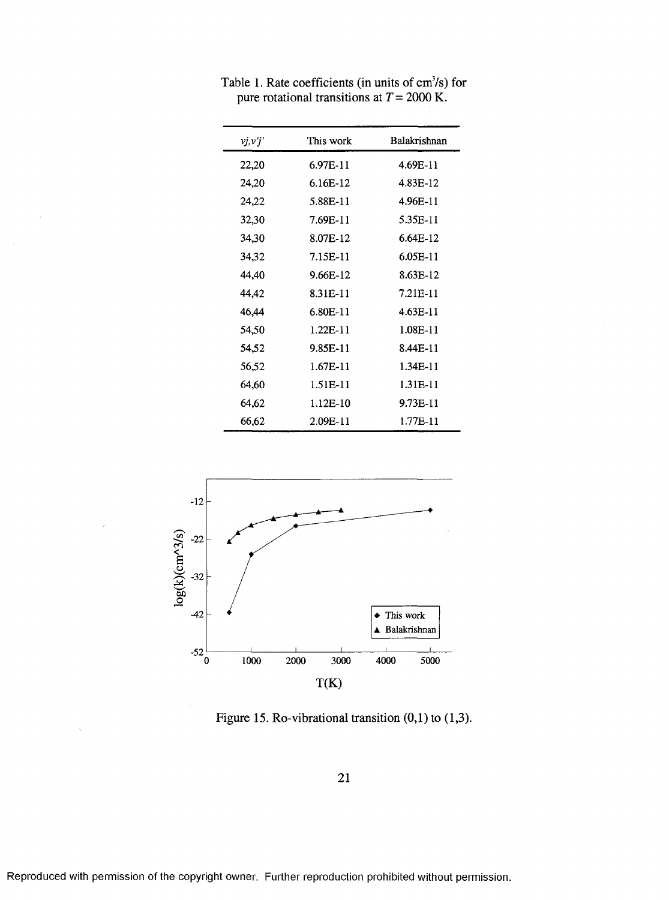Table 1. Rate coefficients (in units of $cm^3/s$) for pure rotational transitions at $T = 2000$ K.

| $vj,v'j'$ | This work | Balakrishnan |
|---|---|---|
| 22,20 | 6.97E-11 | 4.69E-11 |
| 24,20 | 6.16E-12 | 4.83E-12 |
| 24,22 | 5.88E-11 | 4.96E-11 |
| 32,30 | 7.69E-11 | 5.35E-11 |
| 34,30 | 8.07E-12 | 6.64E-12 |
| 34,32 | 7.15E-11 | 6.05E-11 |
| 44,40 | 9.66E-12 | 8.63E-12 |
| 44,42 | 8.31E-11 | 7.21E-11 |
| 46,44 | 6.80E-11 | 4.63E-11 |
| 54,50 | 1.22E-11 | 1.08E-11 |
| 54,52 | 9.85E-11 | 8.44E-11 |
| 56,52 | 1.67E-11 | 1.34E-11 |
| 64,60 | 1.51E-11 | 1.31E-11 |
| 64,62 | 1.12E-10 | 9.73E-11 |
| 66,62 | 2.09E-11 | 1.77E-11 |

Figure 15. Ro-vibrational transition (0,1) to (1,3).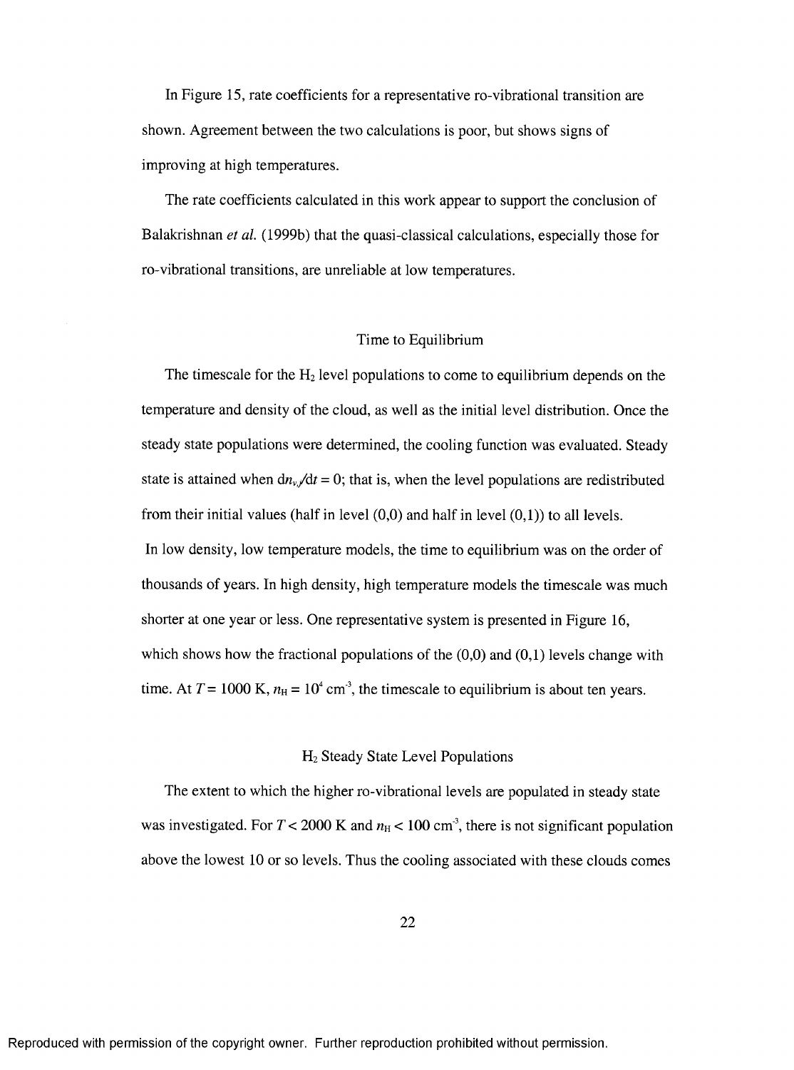In Figure 15, rate coefficients for a representative ro-vibrational transition are shown. Agreement between the two calculations is poor, but shows signs of improving at high temperatures.

The rate coefficients calculated in this work appear to support the conclusion of Balakrishnan *et al.* (1999b) that the quasi-classical calculations, especially those for ro-vibrational transitions, are unreliable at low temperatures.

## Time to Equilibrium

The timescale for the $H_2$ level populations to come to equilibrium depends on the temperature and density of the cloud, as well as the initial level distribution. Once the steady state populations were determined, the cooling function was evaluated. Steady state is attained when $dn_{v,J}/dt = 0$; that is, when the level populations are redistributed from their initial values (half in level (0,0) and half in level (0,1)) to all levels.

In low density, low temperature models, the time to equilibrium was on the order of thousands of years. In high density, high temperature models the timescale was much shorter at one year or less. One representative system is presented in Figure 16, which shows how the fractional populations of the (0,0) and (0,1) levels change with time. At $T = 1000$ K, $n_H = 10^4$ cm$^{-3}$, the timescale to equilibrium is about ten years.

## $H_2$ Steady State Level Populations

The extent to which the higher ro-vibrational levels are populated in steady state was investigated. For $T < 2000$ K and $n_H < 100$ cm$^{-3}$, there is not significant population above the lowest 10 or so levels. Thus the cooling associated with these clouds comes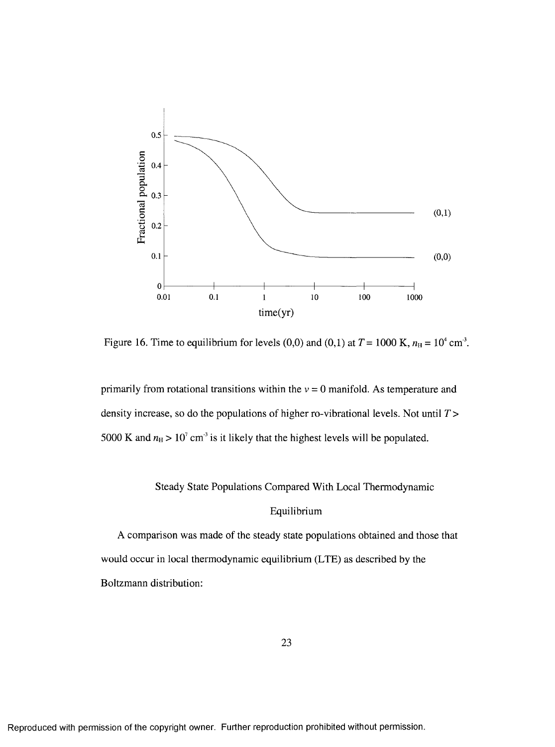Figure 16. Time to equilibrium for levels (0,0) and (0,1) at $T = 1000$ K, $n_H = 10^4$ cm$^{-3}$.

primarily from rotational transitions within the $v = 0$ manifold. As temperature and density increase, so do the populations of higher ro-vibrational levels. Not until $T >$ 5000 K and $n_H > 10^7$ cm$^{-3}$ is it likely that the highest levels will be populated.

## Steady State Populations Compared With Local Thermodynamic Equilibrium

A comparison was made of the steady state populations obtained and those that would occur in local thermodynamic equilibrium (LTE) as described by the Boltzmann distribution: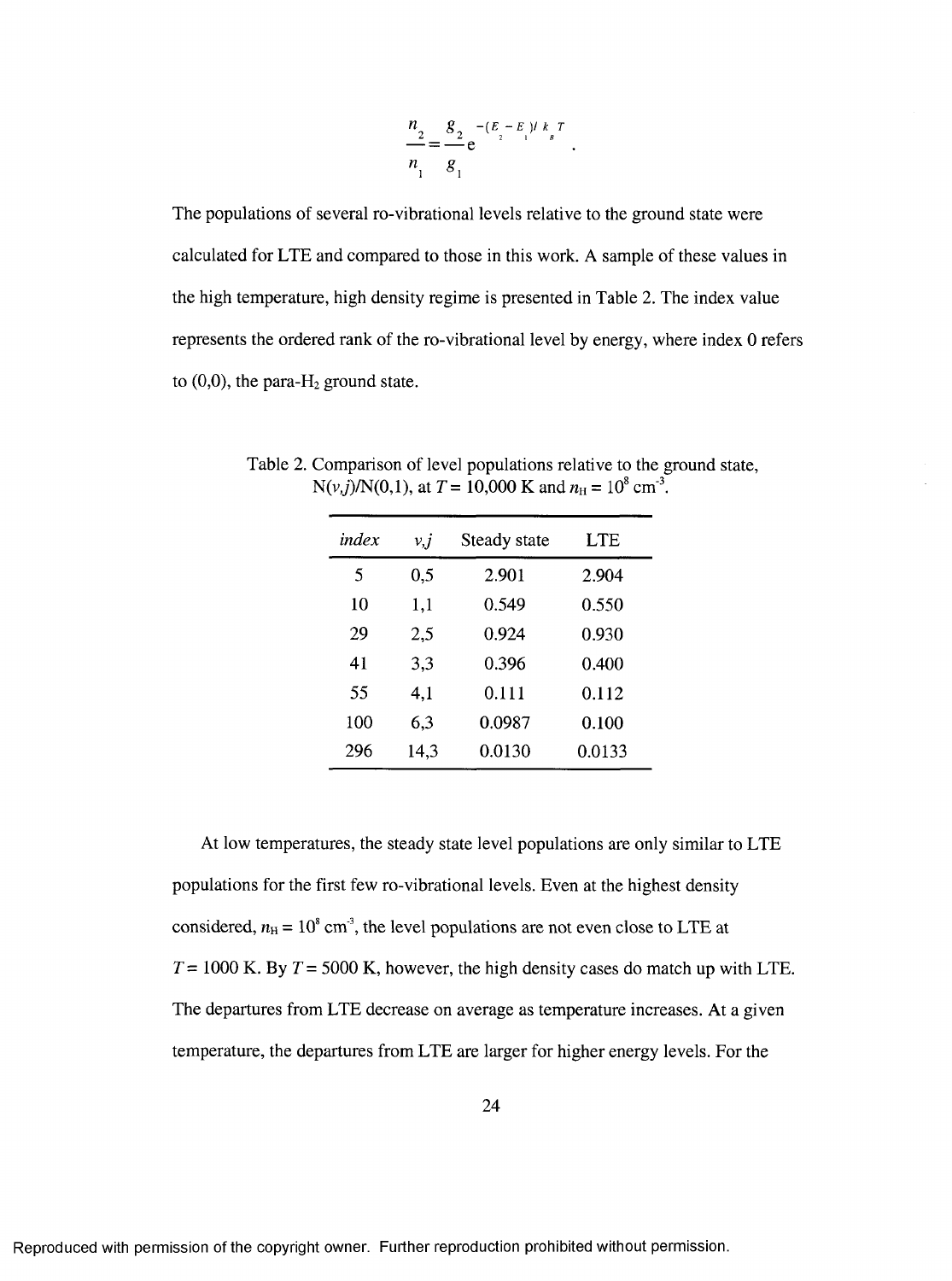$$\frac{n_2}{n_1} = \frac{g_2}{g_1} e^{-(E_2 - E_1)/k_B T} .$$

The populations of several ro-vibrational levels relative to the ground state were calculated for LTE and compared to those in this work. A sample of these values in the high temperature, high density regime is presented in Table 2. The index value represents the ordered rank of the ro-vibrational level by energy, where index 0 refers to (0,0), the para-$H_2$ ground state.

Table 2. Comparison of level populations relative to the ground state, N($v$,$j$)/N(0,1), at $T$ = 10,000 K and $n_H = 10^8$ cm$^{-3}$.

| *index* | *v,j* | Steady state | LTE |
|---|---|---|---|
| 5 | 0,5 | 2.901 | 2.904 |
| 10 | 1,1 | 0.549 | 0.550 |
| 29 | 2,5 | 0.924 | 0.930 |
| 41 | 3,3 | 0.396 | 0.400 |
| 55 | 4,1 | 0.111 | 0.112 |
| 100 | 6,3 | 0.0987 | 0.100 |
| 296 | 14,3 | 0.0130 | 0.0133 |

At low temperatures, the steady state level populations are only similar to LTE populations for the first few ro-vibrational levels. Even at the highest density considered, $n_H = 10^8$ cm$^{-3}$, the level populations are not even close to LTE at $T$ = 1000 K. By $T$ = 5000 K, however, the high density cases do match up with LTE. The departures from LTE decrease on average as temperature increases. At a given temperature, the departures from LTE are larger for higher energy levels. For the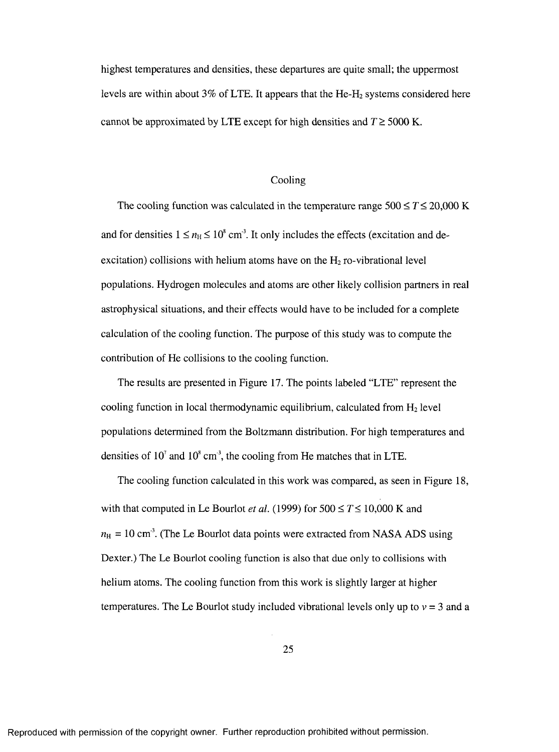highest temperatures and densities, these departures are quite small; the uppermost levels are within about 3% of LTE. It appears that the He-$H_2$ systems considered here cannot be approximated by LTE except for high densities and $T \geq 5000$ K.

## Cooling

The cooling function was calculated in the temperature range $500 \leq T \leq 20{,}000$ K and for densities $1 \leq n_H \leq 10^8$ $cm^{-3}$. It only includes the effects (excitation and de-excitation) collisions with helium atoms have on the $H_2$ ro-vibrational level populations. Hydrogen molecules and atoms are other likely collision partners in real astrophysical situations, and their effects would have to be included for a complete calculation of the cooling function. The purpose of this study was to compute the contribution of He collisions to the cooling function.

The results are presented in Figure 17. The points labeled "LTE" represent the cooling function in local thermodynamic equilibrium, calculated from $H_2$ level populations determined from the Boltzmann distribution. For high temperatures and densities of $10^7$ and $10^8$ $cm^{-3}$, the cooling from He matches that in LTE.

The cooling function calculated in this work was compared, as seen in Figure 18, with that computed in Le Bourlot *et al.* (1999) for $500 \leq T \leq 10{,}000$ K and $n_H = 10$ $cm^{-3}$. (The Le Bourlot data points were extracted from NASA ADS using Dexter.) The Le Bourlot cooling function is also that due only to collisions with helium atoms. The cooling function from this work is slightly larger at higher temperatures. The Le Bourlot study included vibrational levels only up to $v = 3$ and a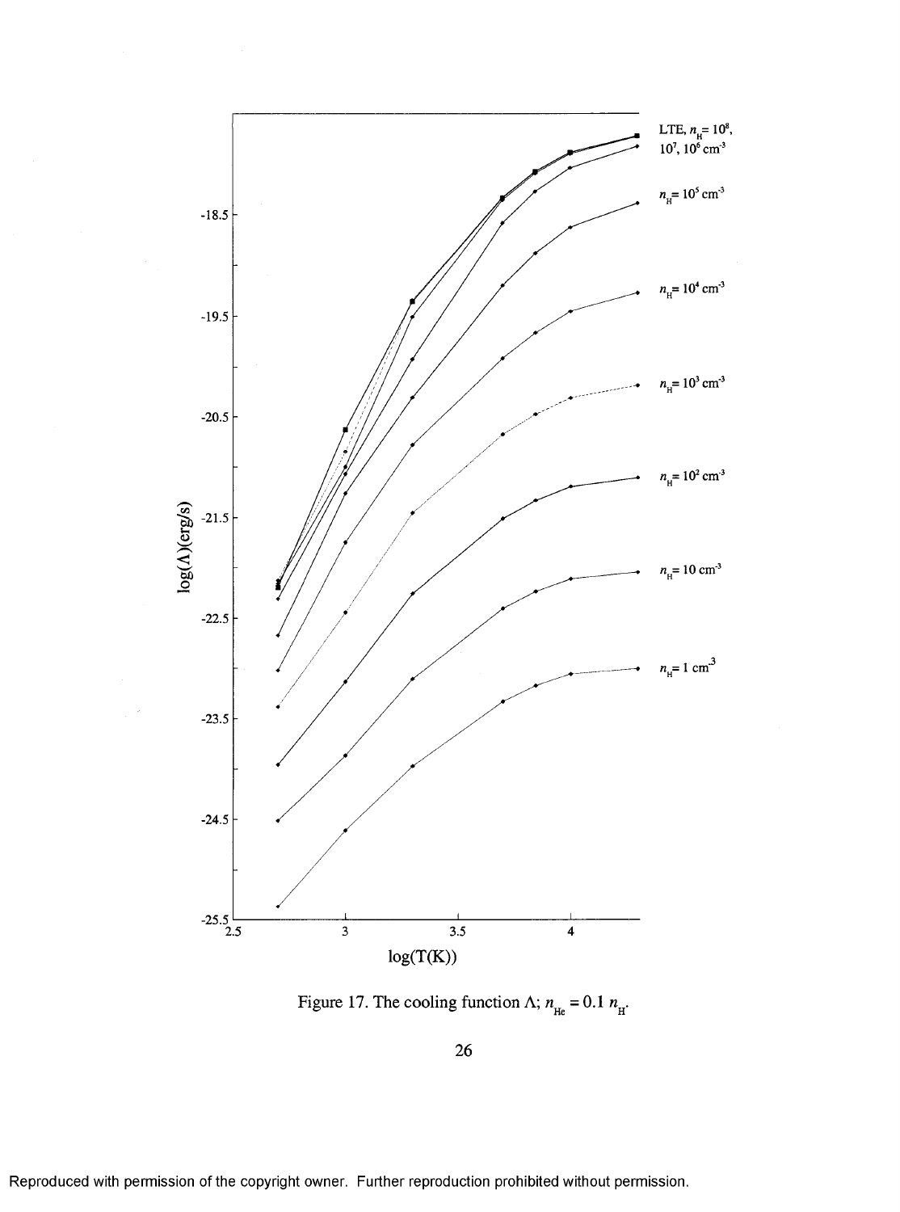Figure 17. The cooling function $\Lambda$; $n_{He} = 0.1\, n_H$.

Reproduced with permission of the copyright owner. Further reproduction prohibited without permission.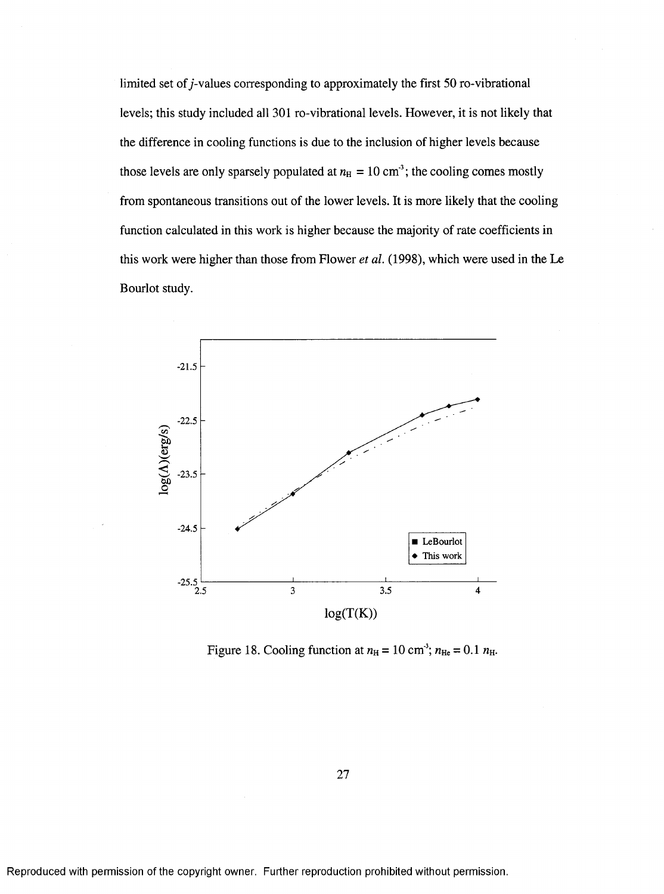limited set of $j$-values corresponding to approximately the first 50 ro-vibrational levels; this study included all 301 ro-vibrational levels. However, it is not likely that the difference in cooling functions is due to the inclusion of higher levels because those levels are only sparsely populated at $n_H = 10\ cm^{-3}$; the cooling comes mostly from spontaneous transitions out of the lower levels. It is more likely that the cooling function calculated in this work is higher because the majority of rate coefficients in this work were higher than those from Flower *et al.* (1998), which were used in the Le Bourlot study.

Figure 18. Cooling function at $n_H = 10\ cm^{-3}$; $n_{He} = 0.1\ n_H$.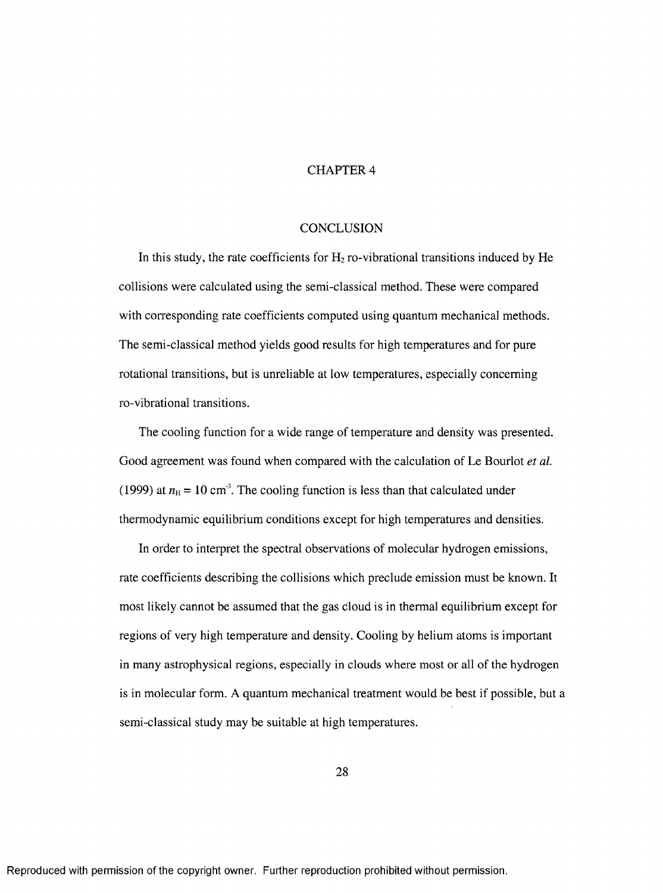# CHAPTER 4

## CONCLUSION

In this study, the rate coefficients for $H_2$ ro-vibrational transitions induced by He collisions were calculated using the semi-classical method. These were compared with corresponding rate coefficients computed using quantum mechanical methods. The semi-classical method yields good results for high temperatures and for pure rotational transitions, but is unreliable at low temperatures, especially concerning ro-vibrational transitions.

The cooling function for a wide range of temperature and density was presented. Good agreement was found when compared with the calculation of Le Bourlot *et al.* (1999) at $n_H = 10$ cm$^{-3}$. The cooling function is less than that calculated under thermodynamic equilibrium conditions except for high temperatures and densities.

In order to interpret the spectral observations of molecular hydrogen emissions, rate coefficients describing the collisions which preclude emission must be known. It most likely cannot be assumed that the gas cloud is in thermal equilibrium except for regions of very high temperature and density. Cooling by helium atoms is important in many astrophysical regions, especially in clouds where most or all of the hydrogen is in molecular form. A quantum mechanical treatment would be best if possible, but a semi-classical study may be suitable at high temperatures.

Reproduced with permission of the copyright owner. Further reproduction prohibited without permission.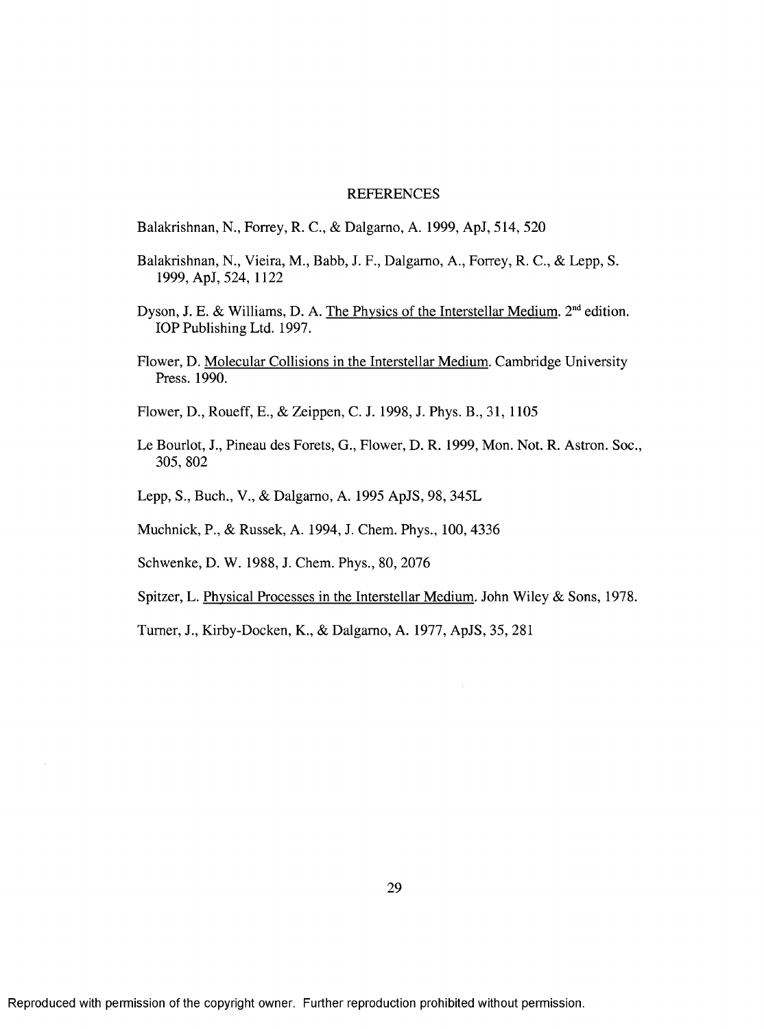# REFERENCES

Balakrishnan, N., Forrey, R. C., & Dalgarno, A. 1999, ApJ, 514, 520

Balakrishnan, N., Vieira, M., Babb, J. F., Dalgarno, A., Forrey, R. C., & Lepp, S. 1999, ApJ, 524, 1122

Dyson, J. E. & Williams, D. A. The Physics of the Interstellar Medium. 2nd edition. IOP Publishing Ltd. 1997.

Flower, D. Molecular Collisions in the Interstellar Medium. Cambridge University Press. 1990.

Flower, D., Roueff, E., & Zeippen, C. J. 1998, J. Phys. B., 31, 1105

Le Bourlot, J., Pineau des Forets, G., Flower, D. R. 1999, Mon. Not. R. Astron. Soc., 305, 802

Lepp, S., Buch., V., & Dalgarno, A. 1995 ApJS, 98, 345L

Muchnick, P., & Russek, A. 1994, J. Chem. Phys., 100, 4336

Schwenke, D. W. 1988, J. Chem. Phys., 80, 2076

Spitzer, L. Physical Processes in the Interstellar Medium. John Wiley & Sons, 1978.

Turner, J., Kirby-Docken, K., & Dalgarno, A. 1977, ApJS, 35, 281

Reproduced with permission of the copyright owner. Further reproduction prohibited without permission.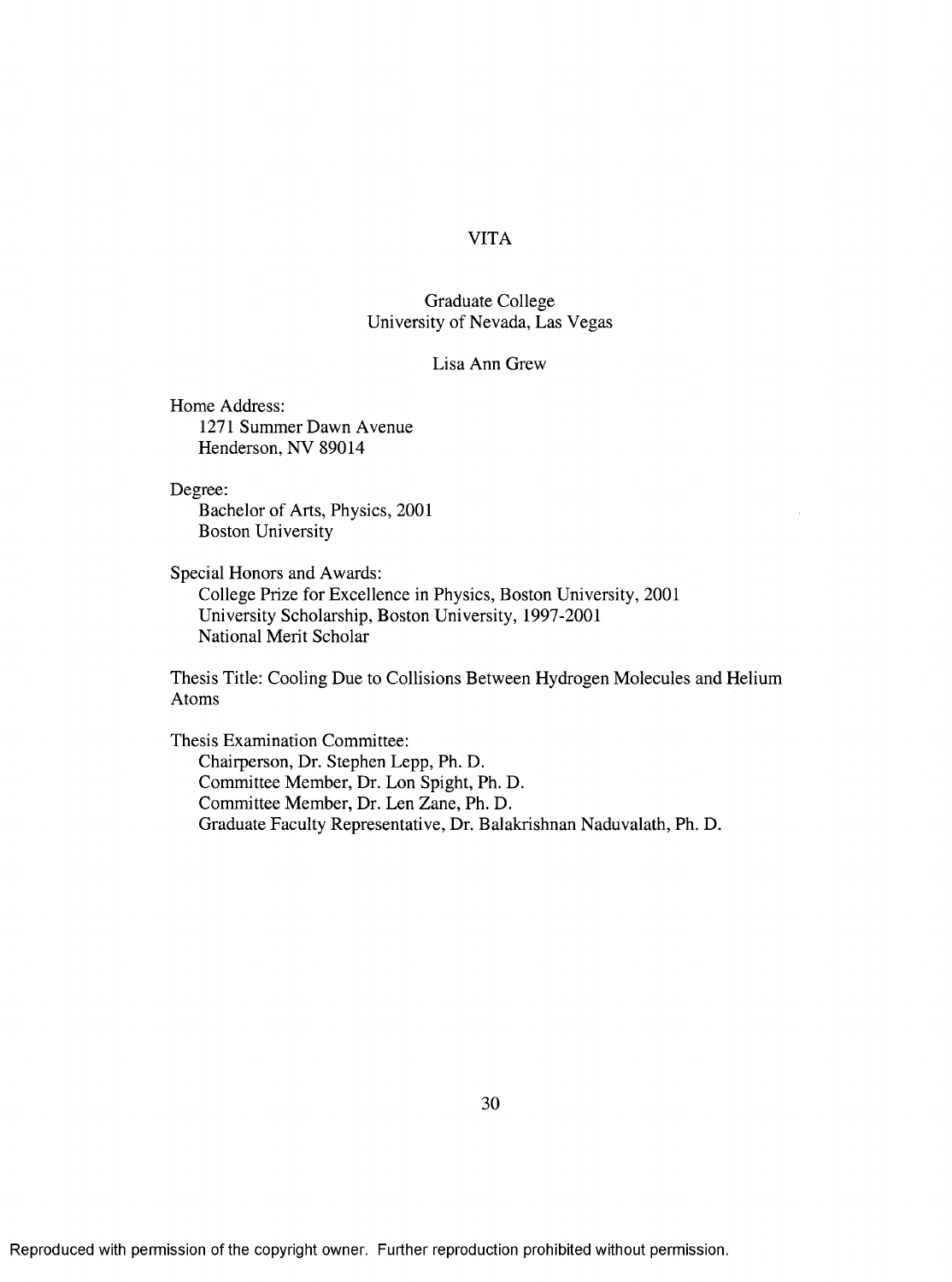# VITA

Graduate College
University of Nevada, Las Vegas

Lisa Ann Grew

Home Address:
1271 Summer Dawn Avenue
Henderson, NV 89014

Degree:
Bachelor of Arts, Physics, 2001
Boston University

Special Honors and Awards:
College Prize for Excellence in Physics, Boston University, 2001
University Scholarship, Boston University, 1997-2001
National Merit Scholar

Thesis Title: Cooling Due to Collisions Between Hydrogen Molecules and Helium Atoms

Thesis Examination Committee:
Chairperson, Dr. Stephen Lepp, Ph. D.
Committee Member, Dr. Lon Spight, Ph. D.
Committee Member, Dr. Len Zane, Ph. D.
Graduate Faculty Representative, Dr. Balakrishnan Naduvalath, Ph. D.

Reproduced with permission of the copyright owner. Further reproduction prohibited without permission.